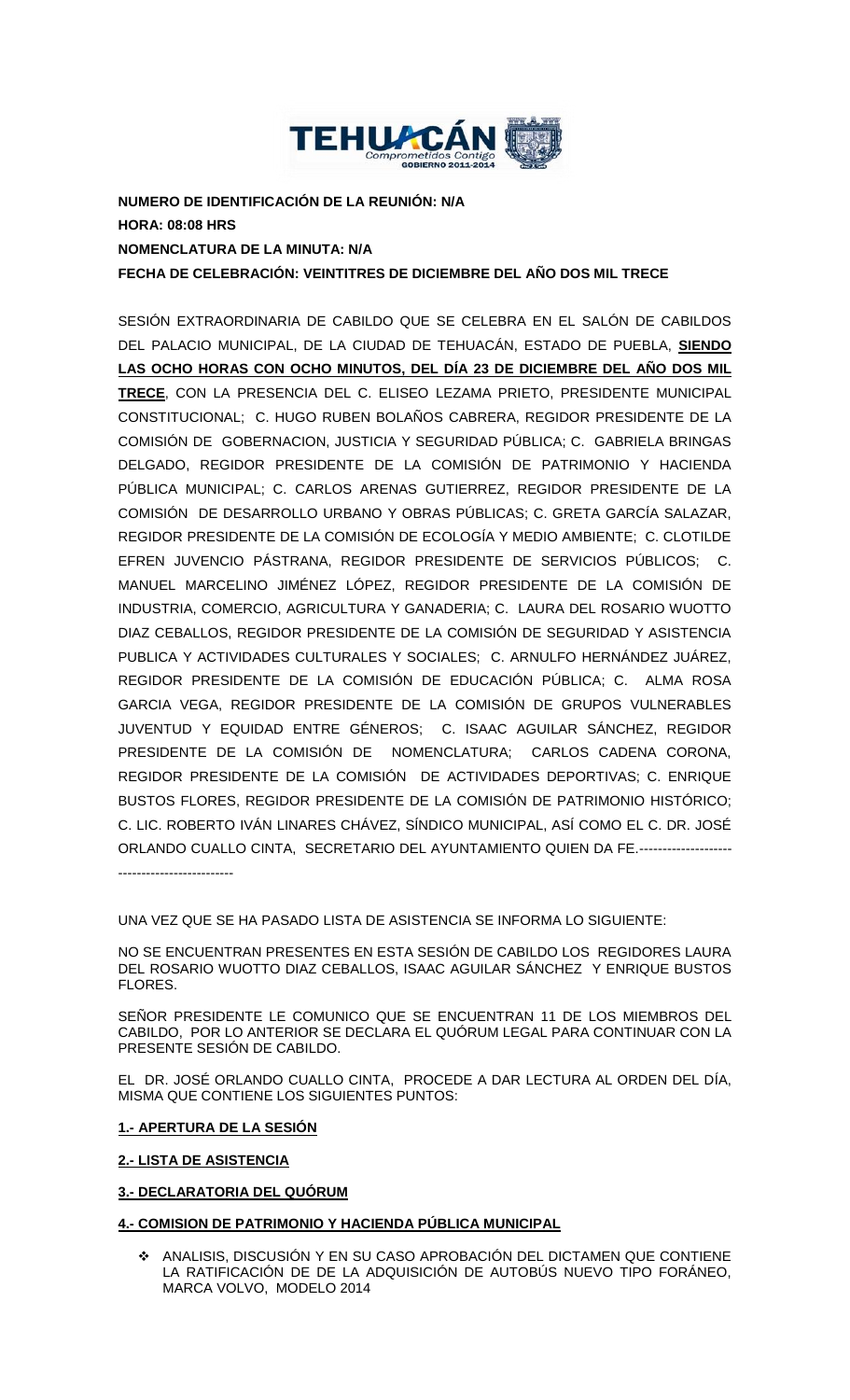**NUMERO DE IDENTIFICACIÓN DE LA REUNIÓN: N/A**
**HORA: 08:08 HRS**
**NOMENCLATURA DE LA MINUTA: N/A**
**FECHA DE CELEBRACIÓN: VEINTITRES DE DICIEMBRE DEL AÑO DOS MIL TRECE**

SESIÓN EXTRAORDINARIA DE CABILDO QUE SE CELEBRA EN EL SALÓN DE CABILDOS DEL PALACIO MUNICIPAL, DE LA CIUDAD DE TEHUACÁN, ESTADO DE PUEBLA, **SIENDO LAS OCHO HORAS CON OCHO MINUTOS, DEL DÍA 23 DE DICIEMBRE DEL AÑO DOS MIL TRECE**, CON LA PRESENCIA DEL C. ELISEO LEZAMA PRIETO, PRESIDENTE MUNICIPAL CONSTITUCIONAL; C. HUGO RUBEN BOLAÑOS CABRERA, REGIDOR PRESIDENTE DE LA COMISIÓN DE GOBERNACION, JUSTICIA Y SEGURIDAD PÚBLICA; C. GABRIELA BRINGAS DELGADO, REGIDOR PRESIDENTE DE LA COMISIÓN DE PATRIMONIO Y HACIENDA PÚBLICA MUNICIPAL; C. CARLOS ARENAS GUTIERREZ, REGIDOR PRESIDENTE DE LA COMISIÓN DE DESARROLLO URBANO Y OBRAS PÚBLICAS; C. GRETA GARCÍA SALAZAR, REGIDOR PRESIDENTE DE LA COMISIÓN DE ECOLOGÍA Y MEDIO AMBIENTE; C. CLOTILDE EFREN JUVENCIO PÁSTRANA, REGIDOR PRESIDENTE DE SERVICIOS PÚBLICOS; C. MANUEL MARCELINO JIMÉNEZ LÓPEZ, REGIDOR PRESIDENTE DE LA COMISIÓN DE INDUSTRIA, COMERCIO, AGRICULTURA Y GANADERIA; C. LAURA DEL ROSARIO WUOTTO DIAZ CEBALLOS, REGIDOR PRESIDENTE DE LA COMISIÓN DE SEGURIDAD Y ASISTENCIA PUBLICA Y ACTIVIDADES CULTURALES Y SOCIALES; C. ARNULFO HERNÁNDEZ JUÁREZ, REGIDOR PRESIDENTE DE LA COMISIÓN DE EDUCACIÓN PÚBLICA; C. ALMA ROSA GARCIA VEGA, REGIDOR PRESIDENTE DE LA COMISIÓN DE GRUPOS VULNERABLES JUVENTUD Y EQUIDAD ENTRE GÉNEROS; C. ISAAC AGUILAR SÁNCHEZ, REGIDOR PRESIDENTE DE LA COMISIÓN DE NOMENCLATURA; CARLOS CADENA CORONA, REGIDOR PRESIDENTE DE LA COMISIÓN DE ACTIVIDADES DEPORTIVAS; C. ENRIQUE BUSTOS FLORES, REGIDOR PRESIDENTE DE LA COMISIÓN DE PATRIMONIO HISTÓRICO; C. LIC. ROBERTO IVÁN LINARES CHÁVEZ, SÍNDICO MUNICIPAL, ASÍ COMO EL C. DR. JOSÉ ORLANDO CUALLO CINTA, SECRETARIO DEL AYUNTAMIENTO QUIEN DA FE.---------------------------------------------

UNA VEZ QUE SE HA PASADO LISTA DE ASISTENCIA SE INFORMA LO SIGUIENTE:

NO SE ENCUENTRAN PRESENTES EN ESTA SESIÓN DE CABILDO LOS REGIDORES LAURA DEL ROSARIO WUOTTO DIAZ CEBALLOS, ISAAC AGUILAR SÁNCHEZ Y ENRIQUE BUSTOS FLORES.

SEÑOR PRESIDENTE LE COMUNICO QUE SE ENCUENTRAN 11 DE LOS MIEMBROS DEL CABILDO, POR LO ANTERIOR SE DECLARA EL QUÓRUM LEGAL PARA CONTINUAR CON LA PRESENTE SESIÓN DE CABILDO.

EL DR. JOSÉ ORLANDO CUALLO CINTA, PROCEDE A DAR LECTURA AL ORDEN DEL DÍA, MISMA QUE CONTIENE LOS SIGUIENTES PUNTOS:

**1.- APERTURA DE LA SESIÓN**

**2.- LISTA DE ASISTENCIA**

**3.- DECLARATORIA DEL QUÓRUM**

**4.- COMISION DE PATRIMONIO Y HACIENDA PÚBLICA MUNICIPAL**

- ANALISIS, DISCUSIÓN Y EN SU CASO APROBACIÓN DEL DICTAMEN QUE CONTIENE LA RATIFICACIÓN DE DE LA ADQUISICIÓN DE AUTOBÚS NUEVO TIPO FORÁNEO, MARCA VOLVO, MODELO 2014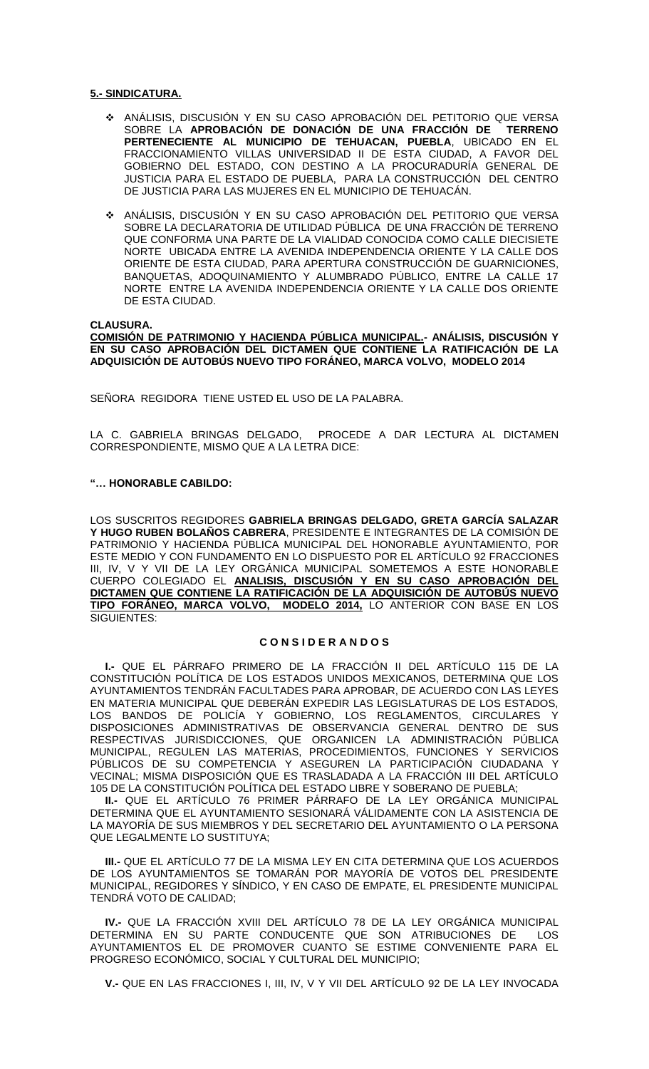**5.- SINDICATURA.**

- ANÁLISIS, DISCUSIÓN Y EN SU CASO APROBACIÓN DEL PETITORIO QUE VERSA SOBRE LA **APROBACIÓN DE DONACIÓN DE UNA FRACCIÓN DE TERRENO PERTENECIENTE AL MUNICIPIO DE TEHUACAN, PUEBLA**, UBICADO EN EL FRACCIONAMIENTO VILLAS UNIVERSIDAD II DE ESTA CIUDAD, A FAVOR DEL GOBIERNO DEL ESTADO, CON DESTINO A LA PROCURADURÍA GENERAL DE JUSTICIA PARA EL ESTADO DE PUEBLA, PARA LA CONSTRUCCIÓN DEL CENTRO DE JUSTICIA PARA LAS MUJERES EN EL MUNICIPIO DE TEHUACÁN.

- ANÁLISIS, DISCUSIÓN Y EN SU CASO APROBACIÓN DEL PETITORIO QUE VERSA SOBRE LA DECLARATORIA DE UTILIDAD PÚBLICA DE UNA FRACCIÓN DE TERRENO QUE CONFORMA UNA PARTE DE LA VIALIDAD CONOCIDA COMO CALLE DIECISIETE NORTE UBICADA ENTRE LA AVENIDA INDEPENDENCIA ORIENTE Y LA CALLE DOS ORIENTE DE ESTA CIUDAD, PARA APERTURA CONSTRUCCIÓN DE GUARNICIONES, BANQUETAS, ADOQUINAMIENTO Y ALUMBRADO PÚBLICO, ENTRE LA CALLE 17 NORTE ENTRE LA AVENIDA INDEPENDENCIA ORIENTE Y LA CALLE DOS ORIENTE DE ESTA CIUDAD.

**CLAUSURA.**

**COMISIÓN DE PATRIMONIO Y HACIENDA PÚBLICA MUNICIPAL.- ANÁLISIS, DISCUSIÓN Y EN SU CASO APROBACIÓN DEL DICTAMEN QUE CONTIENE LA RATIFICACIÓN DE LA ADQUISICIÓN DE AUTOBÚS NUEVO TIPO FORÁNEO, MARCA VOLVO, MODELO 2014**

SEÑORA REGIDORA TIENE USTED EL USO DE LA PALABRA.

LA C. GABRIELA BRINGAS DELGADO, PROCEDE A DAR LECTURA AL DICTAMEN CORRESPONDIENTE, MISMO QUE A LA LETRA DICE:

**"… HONORABLE CABILDO:**

LOS SUSCRITOS REGIDORES **GABRIELA BRINGAS DELGADO, GRETA GARCÍA SALAZAR Y HUGO RUBEN BOLAÑOS CABRERA**, PRESIDENTE E INTEGRANTES DE LA COMISIÓN DE PATRIMONIO Y HACIENDA PÚBLICA MUNICIPAL DEL HONORABLE AYUNTAMIENTO, POR ESTE MEDIO Y CON FUNDAMENTO EN LO DISPUESTO POR EL ARTÍCULO 92 FRACCIONES III, IV, V Y VII DE LA LEY ORGÁNICA MUNICIPAL SOMETEMOS A ESTE HONORABLE CUERPO COLEGIADO EL **ANALISIS, DISCUSIÓN Y EN SU CASO APROBACIÓN DEL DICTAMEN QUE CONTIENE LA RATIFICACIÓN DE LA ADQUISICIÓN DE AUTOBÚS NUEVO TIPO FORÁNEO, MARCA VOLVO, MODELO 2014,** LO ANTERIOR CON BASE EN LOS SIGUIENTES:

**C O N S I D E R A N D O S**

**I.-** QUE EL PÁRRAFO PRIMERO DE LA FRACCIÓN II DEL ARTÍCULO 115 DE LA CONSTITUCIÓN POLÍTICA DE LOS ESTADOS UNIDOS MEXICANOS, DETERMINA QUE LOS AYUNTAMIENTOS TENDRÁN FACULTADES PARA APROBAR, DE ACUERDO CON LAS LEYES EN MATERIA MUNICIPAL QUE DEBERÁN EXPEDIR LAS LEGISLATURAS DE LOS ESTADOS, LOS BANDOS DE POLICÍA Y GOBIERNO, LOS REGLAMENTOS, CIRCULARES Y DISPOSICIONES ADMINISTRATIVAS DE OBSERVANCIA GENERAL DENTRO DE SUS RESPECTIVAS JURISDICCIONES, QUE ORGANICEN LA ADMINISTRACIÓN PÚBLICA MUNICIPAL, REGULEN LAS MATERIAS, PROCEDIMIENTOS, FUNCIONES Y SERVICIOS PÚBLICOS DE SU COMPETENCIA Y ASEGUREN LA PARTICIPACIÓN CIUDADANA Y VECINAL; MISMA DISPOSICIÓN QUE ES TRASLADADA A LA FRACCIÓN III DEL ARTÍCULO 105 DE LA CONSTITUCIÓN POLÍTICA DEL ESTADO LIBRE Y SOBERANO DE PUEBLA;

**II.-** QUE EL ARTÍCULO 76 PRIMER PÁRRAFO DE LA LEY ORGÁNICA MUNICIPAL DETERMINA QUE EL AYUNTAMIENTO SESIONARÁ VÁLIDAMENTE CON LA ASISTENCIA DE LA MAYORÍA DE SUS MIEMBROS Y DEL SECRETARIO DEL AYUNTAMIENTO O LA PERSONA QUE LEGALMENTE LO SUSTITUYA;

**III.-** QUE EL ARTÍCULO 77 DE LA MISMA LEY EN CITA DETERMINA QUE LOS ACUERDOS DE LOS AYUNTAMIENTOS SE TOMARÁN POR MAYORÍA DE VOTOS DEL PRESIDENTE MUNICIPAL, REGIDORES Y SÍNDICO, Y EN CASO DE EMPATE, EL PRESIDENTE MUNICIPAL TENDRÁ VOTO DE CALIDAD;

**IV.-** QUE LA FRACCIÓN XVIII DEL ARTÍCULO 78 DE LA LEY ORGÁNICA MUNICIPAL DETERMINA EN SU PARTE CONDUCENTE QUE SON ATRIBUCIONES DE LOS AYUNTAMIENTOS EL DE PROMOVER CUANTO SE ESTIME CONVENIENTE PARA EL PROGRESO ECONÓMICO, SOCIAL Y CULTURAL DEL MUNICIPIO;

**V.-** QUE EN LAS FRACCIONES I, III, IV, V Y VII DEL ARTÍCULO 92 DE LA LEY INVOCADA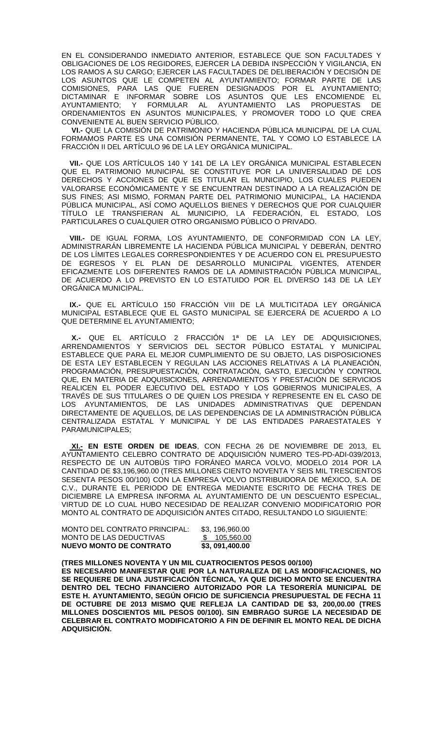EN EL CONSIDERANDO INMEDIATO ANTERIOR, ESTABLECE QUE SON FACULTADES Y OBLIGACIONES DE LOS REGIDORES, EJERCER LA DEBIDA INSPECCIÓN Y VIGILANCIA, EN LOS RAMOS A SU CARGO; EJERCER LAS FACULTADES DE DELIBERACIÓN Y DECISIÓN DE LOS ASUNTOS QUE LE COMPETEN AL AYUNTAMIENTO; FORMAR PARTE DE LAS COMISIONES, PARA LAS QUE FUEREN DESIGNADOS POR EL AYUNTAMIENTO; DICTAMINAR E INFORMAR SOBRE LOS ASUNTOS QUE LES ENCOMIENDE EL AYUNTAMIENTO; Y FORMULAR AL AYUNTAMIENTO LAS PROPUESTAS DE ORDENAMIENTOS EN ASUNTOS MUNICIPALES, Y PROMOVER TODO LO QUE CREA CONVENIENTE AL BUEN SERVICIO PÚBLICO.

**VI.-** QUE LA COMISIÓN DE PATRIMONIO Y HACIENDA PÚBLICA MUNICIPAL DE LA CUAL FORMAMOS PARTE ES UNA COMISIÓN PERMANENTE, TAL Y COMO LO ESTABLECE LA FRACCIÓN II DEL ARTÍCULO 96 DE LA LEY ORGÁNICA MUNICIPAL.

**VII.-** QUE LOS ARTÍCULOS 140 Y 141 DE LA LEY ORGÁNICA MUNICIPAL ESTABLECEN QUE EL PATRIMONIO MUNICIPAL SE CONSTITUYE POR LA UNIVERSALIDAD DE LOS DERECHOS Y ACCIONES DE QUE ES TITULAR EL MUNICIPIO, LOS CUALES PUEDEN VALORARSE ECONÓMICAMENTE Y SE ENCUENTRAN DESTINADO A LA REALIZACIÓN DE SUS FINES; ASI MISMO, FORMAN PARTE DEL PATRIMONIO MUNICIPAL, LA HACIENDA PÚBLICA MUNICIPAL, ASÍ COMO AQUELLOS BIENES Y DERECHOS QUE POR CUALQUIER TÍTULO LE TRANSFIERAN AL MUNICIPIO, LA FEDERACIÓN, EL ESTADO, LOS PARTICULARES O CUALQUIER OTRO ORGANISMO PÚBLICO O PRIVADO.

**VIII.-** DE IGUAL FORMA, LOS AYUNTAMIENTO, DE CONFORMIDAD CON LA LEY, ADMINISTRARÁN LIBREMENTE LA HACIENDA PÚBLICA MUNICIPAL Y DEBERÁN, DENTRO DE LOS LÍMITES LEGALES CORRESPONDIENTES Y DE ACUERDO CON EL PRESUPUESTO DE EGRESOS Y EL PLAN DE DESARROLLO MUNICIPAL VIGENTES, ATENDER EFICAZMENTE LOS DIFERENTES RAMOS DE LA ADMINISTRACIÓN PÚBLICA MUNICIPAL, DE ACUERDO A LO PREVISTO EN LO ESTATUIDO POR EL DIVERSO 143 DE LA LEY ORGÁNICA MUNICIPAL.

**IX.-** QUE EL ARTÍCULO 150 FRACCIÓN VIII DE LA MULTICITADA LEY ORGÁNICA MUNICIPAL ESTABLECE QUE EL GASTO MUNICIPAL SE EJERCERÁ DE ACUERDO A LO QUE DETERMINE EL AYUNTAMIENTO;

**X.-** QUE EL ARTÍCULO 2 FRACCIÓN 1ª DE LA LEY DE ADQUISICIONES, ARRENDAMIENTOS Y SERVICIOS DEL SECTOR PÚBLICO ESTATAL Y MUNICIPAL ESTABLECE QUE PARA EL MEJOR CUMPLIMIENTO DE SU OBJETO, LAS DISPOSICIONES DE ESTA LEY ESTABLECEN Y REGULAN LAS ACCIONES RELATIVAS A LA PLANEACIÓN, PROGRAMACIÓN, PRESUPUESTACIÓN, CONTRATACIÓN, GASTO, EJECUCIÓN Y CONTROL QUE, EN MATERIA DE ADQUISICIONES, ARRENDAMIENTOS Y PRESTACIÓN DE SERVICIOS REALICEN EL PODER EJECUTIVO DEL ESTADO Y LOS GOBIERNOS MUNICIPALES, A TRAVÉS DE SUS TITULARES O DE QUIEN LOS PRESIDA Y REPRESENTE EN EL CASO DE LOS AYUNTAMIENTOS, DE LAS UNIDADES ADMINISTRATIVAS QUE DEPENDAN DIRECTAMENTE DE AQUELLOS, DE LAS DEPENDENCIAS DE LA ADMINISTRACIÓN PÚBLICA CENTRALIZADA ESTATAL Y MUNICIPAL Y DE LAS ENTIDADES PARAESTATALES Y PARAMUNICIPALES;

**XI.- EN ESTE ORDEN DE IDEAS**, CON FECHA 26 DE NOVIEMBRE DE 2013, EL AYUNTAMIENTO CELEBRO CONTRATO DE ADQUISICIÓN NUMERO TES-PD-ADI-039/2013, RESPECTO DE UN AUTOBÚS TIPO FORÁNEO MARCA VOLVO, MODELO 2014 POR LA CANTIDAD DE $3,196,960.00 (TRES MILLONES CIENTO NOVENTA Y SEIS MIL TRESCIENTOS SESENTA PESOS 00/100) CON LA EMPRESA VOLVO DISTRIBUIDORA DE MÉXICO, S.A. DE C.V., DURANTE EL PERIODO DE ENTREGA MEDIANTE ESCRITO DE FECHA TRES DE DICIEMBRE LA EMPRESA INFORMA AL AYUNTAMIENTO DE UN DESCUENTO ESPECIAL, VIRTUD DE LO CUAL HUBO NECESIDAD DE REALIZAR CONVENIO MODIFICATORIO POR MONTO AL CONTRATO DE ADQUISICIÓN ANTES CITADO, RESULTANDO LO SIGUIENTE:

| | |
|---|---|
| MONTO DEL CONTRATO PRINCIPAL: | $3, 196,960.00 |
| MONTO DE LAS DEDUCTIVAS | $ 105,560.00 |
| **NUEVO MONTO DE CONTRATO** | **$3, 091,400.00** |

**(TRES MILLONES NOVENTA Y UN MIL CUATROCIENTOS PESOS 00/100)**
**ES NECESARIO MANIFESTAR QUE POR LA NATURALEZA DE LAS MODIFICACIONES, NO SE REQUIERE DE UNA JUSTIFICACIÓN TÉCNICA, YA QUE DICHO MONTO SE ENCUENTRA DENTRO DEL TECHO FINANCIERO AUTORIZADO POR LA TESORERÍA MUNICIPAL DE ESTE H. AYUNTAMIENTO, SEGÚN OFICIO DE SUFICIENCIA PRESUPUESTAL DE FECHA 11 DE OCTUBRE DE 2013 MISMO QUE REFLEJA LA CANTIDAD DE $3, 200,00.00 (TRES MILLONES DOSCIENTOS MIL PESOS 00/100). SIN EMBRAGO SURGE LA NECESIDAD DE CELEBRAR EL CONTRATO MODIFICATORIO A FIN DE DEFINIR EL MONTO REAL DE DICHA ADQUISICIÓN.**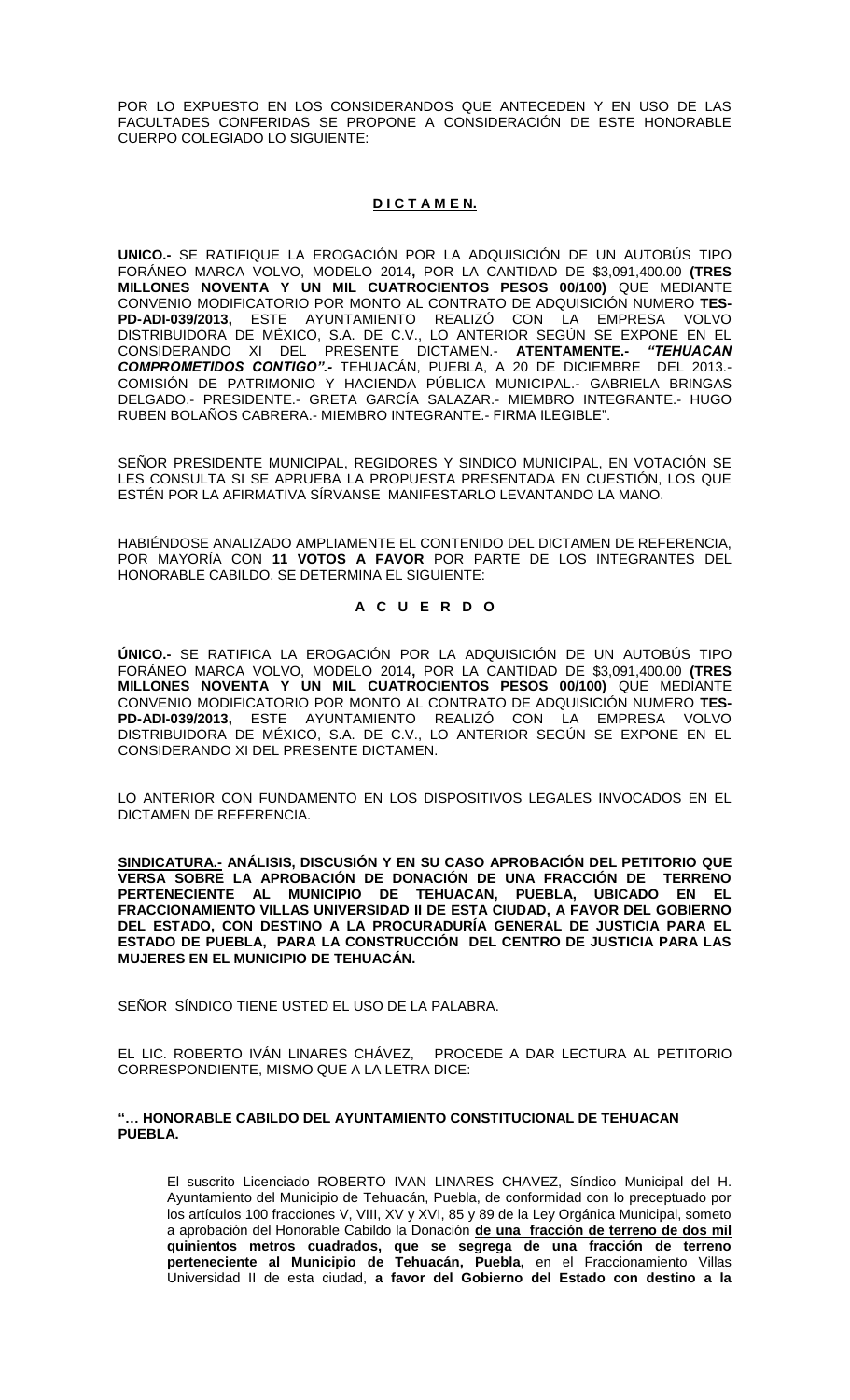POR LO EXPUESTO EN LOS CONSIDERANDOS QUE ANTECEDEN Y EN USO DE LAS FACULTADES CONFERIDAS SE PROPONE A CONSIDERACIÓN DE ESTE HONORABLE CUERPO COLEGIADO LO SIGUIENTE:

**D I C T A M E N.**

**UNICO.-** SE RATIFIQUE LA EROGACIÓN POR LA ADQUISICIÓN DE UN AUTOBÚS TIPO FORÁNEO MARCA VOLVO, MODELO 2014**,** POR LA CANTIDAD DE $3,091,400.00 **(TRES MILLONES NOVENTA Y UN MIL CUATROCIENTOS PESOS 00/100)** QUE MEDIANTE CONVENIO MODIFICATORIO POR MONTO AL CONTRATO DE ADQUISICIÓN NUMERO **TES-PD-ADI-039/2013,** ESTE AYUNTAMIENTO REALIZÓ CON LA EMPRESA VOLVO DISTRIBUIDORA DE MÉXICO, S.A. DE C.V., LO ANTERIOR SEGÚN SE EXPONE EN EL CONSIDERANDO XI DEL PRESENTE DICTAMEN.- **ATENTAMENTE.-** ***"TEHUACAN COMPROMETIDOS CONTIGO".-*** TEHUACÁN, PUEBLA, A 20 DE DICIEMBRE DEL 2013.- COMISIÓN DE PATRIMONIO Y HACIENDA PÚBLICA MUNICIPAL.- GABRIELA BRINGAS DELGADO.- PRESIDENTE.- GRETA GARCÍA SALAZAR.- MIEMBRO INTEGRANTE.- HUGO RUBEN BOLAÑOS CABRERA.- MIEMBRO INTEGRANTE.- FIRMA ILEGIBLE".

SEÑOR PRESIDENTE MUNICIPAL, REGIDORES Y SINDICO MUNICIPAL, EN VOTACIÓN SE LES CONSULTA SI SE APRUEBA LA PROPUESTA PRESENTADA EN CUESTIÓN, LOS QUE ESTÉN POR LA AFIRMATIVA SÍRVANSE MANIFESTARLO LEVANTANDO LA MANO.

HABIÉNDOSE ANALIZADO AMPLIAMENTE EL CONTENIDO DEL DICTAMEN DE REFERENCIA, POR MAYORÍA CON **11 VOTOS A FAVOR** POR PARTE DE LOS INTEGRANTES DEL HONORABLE CABILDO, SE DETERMINA EL SIGUIENTE:

**A C U E R D O**

**ÚNICO.-** SE RATIFICA LA EROGACIÓN POR LA ADQUISICIÓN DE UN AUTOBÚS TIPO FORÁNEO MARCA VOLVO, MODELO 2014**,** POR LA CANTIDAD DE $3,091,400.00 **(TRES MILLONES NOVENTA Y UN MIL CUATROCIENTOS PESOS 00/100)** QUE MEDIANTE CONVENIO MODIFICATORIO POR MONTO AL CONTRATO DE ADQUISICIÓN NUMERO **TES-PD-ADI-039/2013,** ESTE AYUNTAMIENTO REALIZÓ CON LA EMPRESA VOLVO DISTRIBUIDORA DE MÉXICO, S.A. DE C.V., LO ANTERIOR SEGÚN SE EXPONE EN EL CONSIDERANDO XI DEL PRESENTE DICTAMEN.

LO ANTERIOR CON FUNDAMENTO EN LOS DISPOSITIVOS LEGALES INVOCADOS EN EL DICTAMEN DE REFERENCIA.

**SINDICATURA.- ANÁLISIS, DISCUSIÓN Y EN SU CASO APROBACIÓN DEL PETITORIO QUE VERSA SOBRE LA APROBACIÓN DE DONACIÓN DE UNA FRACCIÓN DE TERRENO PERTENECIENTE AL MUNICIPIO DE TEHUACAN, PUEBLA, UBICADO EN EL FRACCIONAMIENTO VILLAS UNIVERSIDAD II DE ESTA CIUDAD, A FAVOR DEL GOBIERNO DEL ESTADO, CON DESTINO A LA PROCURADURÍA GENERAL DE JUSTICIA PARA EL ESTADO DE PUEBLA, PARA LA CONSTRUCCIÓN DEL CENTRO DE JUSTICIA PARA LAS MUJERES EN EL MUNICIPIO DE TEHUACÁN.**

SEÑOR SÍNDICO TIENE USTED EL USO DE LA PALABRA.

EL LIC. ROBERTO IVÁN LINARES CHÁVEZ, PROCEDE A DAR LECTURA AL PETITORIO CORRESPONDIENTE, MISMO QUE A LA LETRA DICE:

**"… HONORABLE CABILDO DEL AYUNTAMIENTO CONSTITUCIONAL DE TEHUACAN PUEBLA.**

El suscrito Licenciado ROBERTO IVAN LINARES CHAVEZ, Síndico Municipal del H. Ayuntamiento del Municipio de Tehuacán, Puebla, de conformidad con lo preceptuado por los artículos 100 fracciones V, VIII, XV y XVI, 85 y 89 de la Ley Orgánica Municipal, someto a aprobación del Honorable Cabildo la Donación **de una fracción de terreno de dos mil quinientos metros cuadrados, que se segrega de una fracción de terreno perteneciente al Municipio de Tehuacán, Puebla,** en el Fraccionamiento Villas Universidad II de esta ciudad, **a favor del Gobierno del Estado con destino a la**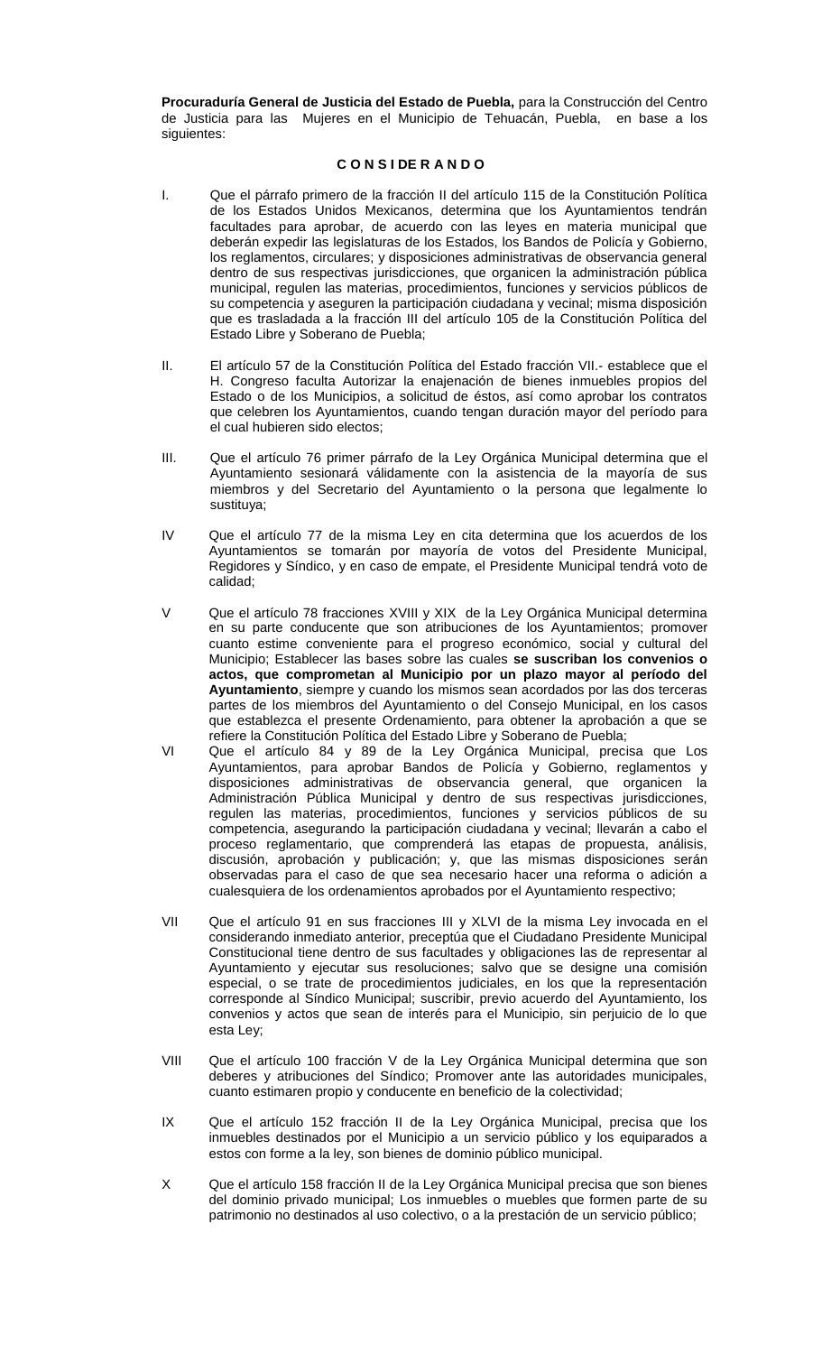**Procuraduría General de Justicia del Estado de Puebla,** para la Construcción del Centro de Justicia para las Mujeres en el Municipio de Tehuacán, Puebla, en base a los siguientes:

**C O N S I DE R A N D O**

I. Que el párrafo primero de la fracción II del artículo 115 de la Constitución Política de los Estados Unidos Mexicanos, determina que los Ayuntamientos tendrán facultades para aprobar, de acuerdo con las leyes en materia municipal que deberán expedir las legislaturas de los Estados, los Bandos de Policía y Gobierno, los reglamentos, circulares; y disposiciones administrativas de observancia general dentro de sus respectivas jurisdicciones, que organicen la administración pública municipal, regulen las materias, procedimientos, funciones y servicios públicos de su competencia y aseguren la participación ciudadana y vecinal; misma disposición que es trasladada a la fracción III del artículo 105 de la Constitución Política del Estado Libre y Soberano de Puebla;

II. El artículo 57 de la Constitución Política del Estado fracción VII.- establece que el H. Congreso faculta Autorizar la enajenación de bienes inmuebles propios del Estado o de los Municipios, a solicitud de éstos, así como aprobar los contratos que celebren los Ayuntamientos, cuando tengan duración mayor del período para el cual hubieren sido electos;

III. Que el artículo 76 primer párrafo de la Ley Orgánica Municipal determina que el Ayuntamiento sesionará válidamente con la asistencia de la mayoría de sus miembros y del Secretario del Ayuntamiento o la persona que legalmente lo sustituya;

IV Que el artículo 77 de la misma Ley en cita determina que los acuerdos de los Ayuntamientos se tomarán por mayoría de votos del Presidente Municipal, Regidores y Síndico, y en caso de empate, el Presidente Municipal tendrá voto de calidad;

V Que el artículo 78 fracciones XVIII y XIX de la Ley Orgánica Municipal determina en su parte conducente que son atribuciones de los Ayuntamientos; promover cuanto estime conveniente para el progreso económico, social y cultural del Municipio; Establecer las bases sobre las cuales **se suscriban los convenios o actos, que comprometan al Municipio por un plazo mayor al período del Ayuntamiento**, siempre y cuando los mismos sean acordados por las dos terceras partes de los miembros del Ayuntamiento o del Consejo Municipal, en los casos que establezca el presente Ordenamiento, para obtener la aprobación a que se refiere la Constitución Política del Estado Libre y Soberano de Puebla;

VI Que el artículo 84 y 89 de la Ley Orgánica Municipal, precisa que Los Ayuntamientos, para aprobar Bandos de Policía y Gobierno, reglamentos y disposiciones administrativas de observancia general, que organicen la Administración Pública Municipal y dentro de sus respectivas jurisdicciones, regulen las materias, procedimientos, funciones y servicios públicos de su competencia, asegurando la participación ciudadana y vecinal; llevarán a cabo el proceso reglamentario, que comprenderá las etapas de propuesta, análisis, discusión, aprobación y publicación; y, que las mismas disposiciones serán observadas para el caso de que sea necesario hacer una reforma o adición a cualesquiera de los ordenamientos aprobados por el Ayuntamiento respectivo;

VII Que el artículo 91 en sus fracciones III y XLVI de la misma Ley invocada en el considerando inmediato anterior, preceptúa que el Ciudadano Presidente Municipal Constitucional tiene dentro de sus facultades y obligaciones las de representar al Ayuntamiento y ejecutar sus resoluciones; salvo que se designe una comisión especial, o se trate de procedimientos judiciales, en los que la representación corresponde al Síndico Municipal; suscribir, previo acuerdo del Ayuntamiento, los convenios y actos que sean de interés para el Municipio, sin perjuicio de lo que esta Ley;

VIII Que el artículo 100 fracción V de la Ley Orgánica Municipal determina que son deberes y atribuciones del Síndico; Promover ante las autoridades municipales, cuanto estimaren propio y conducente en beneficio de la colectividad;

IX Que el artículo 152 fracción II de la Ley Orgánica Municipal, precisa que los inmuebles destinados por el Municipio a un servicio público y los equiparados a estos con forme a la ley, son bienes de dominio público municipal.

X Que el artículo 158 fracción II de la Ley Orgánica Municipal precisa que son bienes del dominio privado municipal; Los inmuebles o muebles que formen parte de su patrimonio no destinados al uso colectivo, o a la prestación de un servicio público;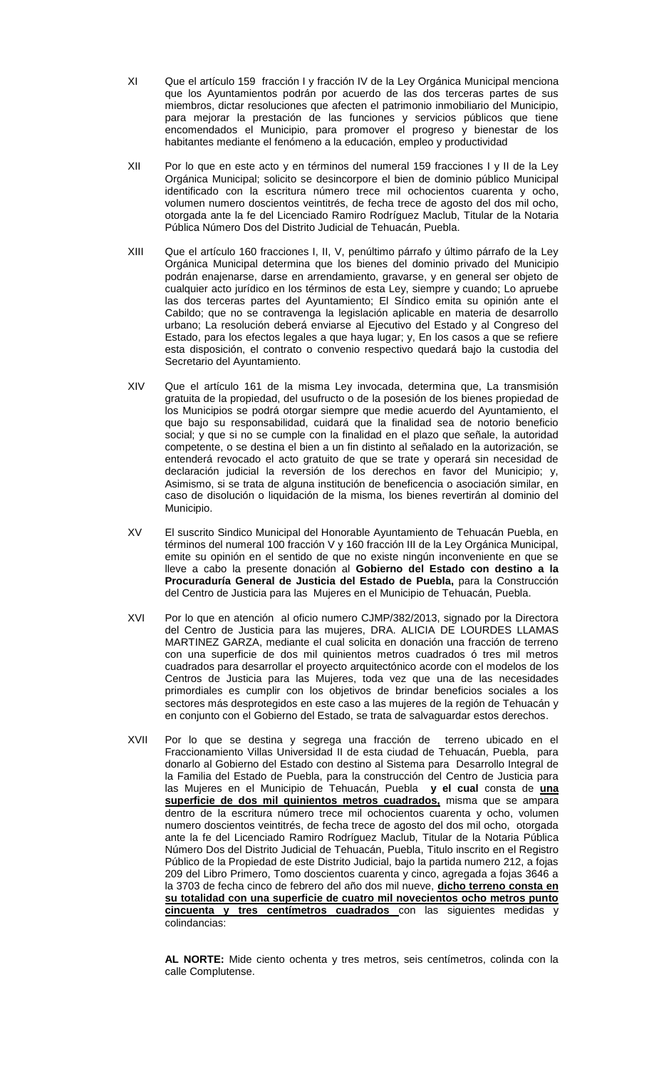XI Que el artículo 159 fracción I y fracción IV de la Ley Orgánica Municipal menciona que los Ayuntamientos podrán por acuerdo de las dos terceras partes de sus miembros, dictar resoluciones que afecten el patrimonio inmobiliario del Municipio, para mejorar la prestación de las funciones y servicios públicos que tiene encomendados el Municipio, para promover el progreso y bienestar de los habitantes mediante el fenómeno a la educación, empleo y productividad

XII Por lo que en este acto y en términos del numeral 159 fracciones I y II de la Ley Orgánica Municipal; solicito se desincorpore el bien de dominio público Municipal identificado con la escritura número trece mil ochocientos cuarenta y ocho, volumen numero doscientos veintitrés, de fecha trece de agosto del dos mil ocho, otorgada ante la fe del Licenciado Ramiro Rodríguez Maclub, Titular de la Notaria Pública Número Dos del Distrito Judicial de Tehuacán, Puebla.

XIII Que el artículo 160 fracciones I, II, V, penúltimo párrafo y último párrafo de la Ley Orgánica Municipal determina que los bienes del dominio privado del Municipio podrán enajenarse, darse en arrendamiento, gravarse, y en general ser objeto de cualquier acto jurídico en los términos de esta Ley, siempre y cuando; Lo apruebe las dos terceras partes del Ayuntamiento; El Síndico emita su opinión ante el Cabildo; que no se contravenga la legislación aplicable en materia de desarrollo urbano; La resolución deberá enviarse al Ejecutivo del Estado y al Congreso del Estado, para los efectos legales a que haya lugar; y, En los casos a que se refiere esta disposición, el contrato o convenio respectivo quedará bajo la custodia del Secretario del Ayuntamiento.

XIV Que el artículo 161 de la misma Ley invocada, determina que, La transmisión gratuita de la propiedad, del usufructo o de la posesión de los bienes propiedad de los Municipios se podrá otorgar siempre que medie acuerdo del Ayuntamiento, el que bajo su responsabilidad, cuidará que la finalidad sea de notorio beneficio social; y que si no se cumple con la finalidad en el plazo que señale, la autoridad competente, o se destina el bien a un fin distinto al señalado en la autorización, se entenderá revocado el acto gratuito de que se trate y operará sin necesidad de declaración judicial la reversión de los derechos en favor del Municipio; y, Asimismo, si se trata de alguna institución de beneficencia o asociación similar, en caso de disolución o liquidación de la misma, los bienes revertirán al dominio del Municipio.

XV El suscrito Sindico Municipal del Honorable Ayuntamiento de Tehuacán Puebla, en términos del numeral 100 fracción V y 160 fracción III de la Ley Orgánica Municipal, emite su opinión en el sentido de que no existe ningún inconveniente en que se lleve a cabo la presente donación al **Gobierno del Estado con destino a la Procuraduría General de Justicia del Estado de Puebla,** para la Construcción del Centro de Justicia para las Mujeres en el Municipio de Tehuacán, Puebla.

XVI Por lo que en atención al oficio numero CJMP/382/2013, signado por la Directora del Centro de Justicia para las mujeres, DRA. ALICIA DE LOURDES LLAMAS MARTINEZ GARZA, mediante el cual solicita en donación una fracción de terreno con una superficie de dos mil quinientos metros cuadrados ó tres mil metros cuadrados para desarrollar el proyecto arquitectónico acorde con el modelos de los Centros de Justicia para las Mujeres, toda vez que una de las necesidades primordiales es cumplir con los objetivos de brindar beneficios sociales a los sectores más desprotegidos en este caso a las mujeres de la región de Tehuacán y en conjunto con el Gobierno del Estado, se trata de salvaguardar estos derechos.

XVII Por lo que se destina y segrega una fracción de terreno ubicado en el Fraccionamiento Villas Universidad II de esta ciudad de Tehuacán, Puebla, para donarlo al Gobierno del Estado con destino al Sistema para Desarrollo Integral de la Familia del Estado de Puebla, para la construcción del Centro de Justicia para las Mujeres en el Municipio de Tehuacán, Puebla **y el cual** consta de **una superficie de dos mil quinientos metros cuadrados,** misma que se ampara dentro de la escritura número trece mil ochocientos cuarenta y ocho, volumen numero doscientos veintitrés, de fecha trece de agosto del dos mil ocho, otorgada ante la fe del Licenciado Ramiro Rodríguez Maclub, Titular de la Notaria Pública Número Dos del Distrito Judicial de Tehuacán, Puebla, Titulo inscrito en el Registro Público de la Propiedad de este Distrito Judicial, bajo la partida numero 212, a fojas 209 del Libro Primero, Tomo doscientos cuarenta y cinco, agregada a fojas 3646 a la 3703 de fecha cinco de febrero del año dos mil nueve, **dicho terreno consta en su totalidad con una superficie de cuatro mil novecientos ocho metros punto cincuenta y tres centímetros cuadrados** con las siguientes medidas y colindancias:

**AL NORTE:** Mide ciento ochenta y tres metros, seis centímetros, colinda con la calle Complutense.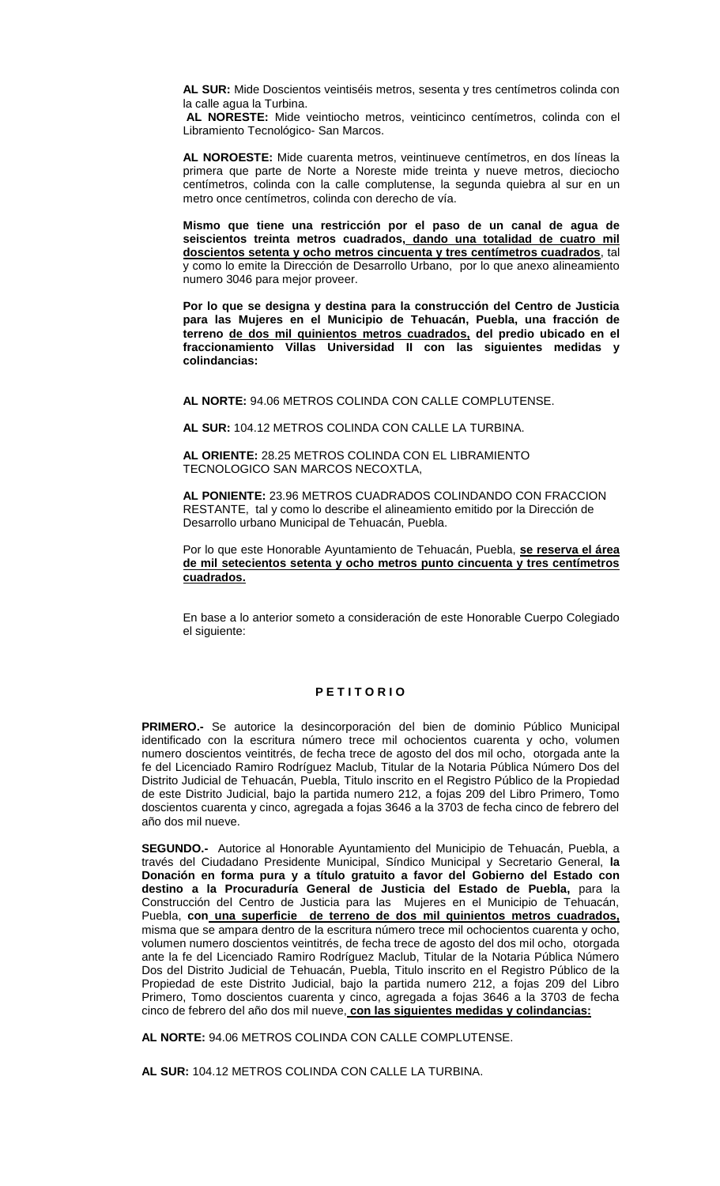**AL SUR:** Mide Doscientos veintiséis metros, sesenta y tres centímetros colinda con la calle agua la Turbina.

**AL NORESTE:** Mide veintiocho metros, veinticinco centímetros, colinda con el Libramiento Tecnológico- San Marcos.

**AL NOROESTE:** Mide cuarenta metros, veintinueve centímetros, en dos líneas la primera que parte de Norte a Noreste mide treinta y nueve metros, dieciocho centímetros, colinda con la calle complutense, la segunda quiebra al sur en un metro once centímetros, colinda con derecho de vía.

**Mismo que tiene una restricción por el paso de un canal de agua de seiscientos treinta metros cuadrados, dando una totalidad de cuatro mil doscientos setenta y ocho metros cincuenta y tres centímetros cuadrados**, tal y como lo emite la Dirección de Desarrollo Urbano, por lo que anexo alineamiento numero 3046 para mejor proveer.

**Por lo que se designa y destina para la construcción del Centro de Justicia para las Mujeres en el Municipio de Tehuacán, Puebla, una fracción de terreno de dos mil quinientos metros cuadrados, del predio ubicado en el fraccionamiento Villas Universidad II con las siguientes medidas y colindancias:**

**AL NORTE:** 94.06 METROS COLINDA CON CALLE COMPLUTENSE.

**AL SUR:** 104.12 METROS COLINDA CON CALLE LA TURBINA.

**AL ORIENTE:** 28.25 METROS COLINDA CON EL LIBRAMIENTO TECNOLOGICO SAN MARCOS NECOXTLA,

**AL PONIENTE:** 23.96 METROS CUADRADOS COLINDANDO CON FRACCION RESTANTE, tal y como lo describe el alineamiento emitido por la Dirección de Desarrollo urbano Municipal de Tehuacán, Puebla.

Por lo que este Honorable Ayuntamiento de Tehuacán, Puebla, **se reserva el área de mil setecientos setenta y ocho metros punto cincuenta y tres centímetros cuadrados.**

En base a lo anterior someto a consideración de este Honorable Cuerpo Colegiado el siguiente:

## P E T I T O R I O

**PRIMERO.-** Se autorice la desincorporación del bien de dominio Público Municipal identificado con la escritura número trece mil ochocientos cuarenta y ocho, volumen numero doscientos veintitrés, de fecha trece de agosto del dos mil ocho, otorgada ante la fe del Licenciado Ramiro Rodríguez Maclub, Titular de la Notaria Pública Número Dos del Distrito Judicial de Tehuacán, Puebla, Titulo inscrito en el Registro Público de la Propiedad de este Distrito Judicial, bajo la partida numero 212, a fojas 209 del Libro Primero, Tomo doscientos cuarenta y cinco, agregada a fojas 3646 a la 3703 de fecha cinco de febrero del año dos mil nueve.

**SEGUNDO.-** Autorice al Honorable Ayuntamiento del Municipio de Tehuacán, Puebla, a través del Ciudadano Presidente Municipal, Síndico Municipal y Secretario General, **la Donación en forma pura y a título gratuito a favor del Gobierno del Estado con destino a la Procuraduría General de Justicia del Estado de Puebla,** para la Construcción del Centro de Justicia para las Mujeres en el Municipio de Tehuacán, Puebla, **con una superficie de terreno de dos mil quinientos metros cuadrados,** misma que se ampara dentro de la escritura número trece mil ochocientos cuarenta y ocho, volumen numero doscientos veintitrés, de fecha trece de agosto del dos mil ocho, otorgada ante la fe del Licenciado Ramiro Rodríguez Maclub, Titular de la Notaria Pública Número Dos del Distrito Judicial de Tehuacán, Puebla, Titulo inscrito en el Registro Público de la Propiedad de este Distrito Judicial, bajo la partida numero 212, a fojas 209 del Libro Primero, Tomo doscientos cuarenta y cinco, agregada a fojas 3646 a la 3703 de fecha cinco de febrero del año dos mil nueve, **con las siguientes medidas y colindancias:**

**AL NORTE:** 94.06 METROS COLINDA CON CALLE COMPLUTENSE.

**AL SUR:** 104.12 METROS COLINDA CON CALLE LA TURBINA.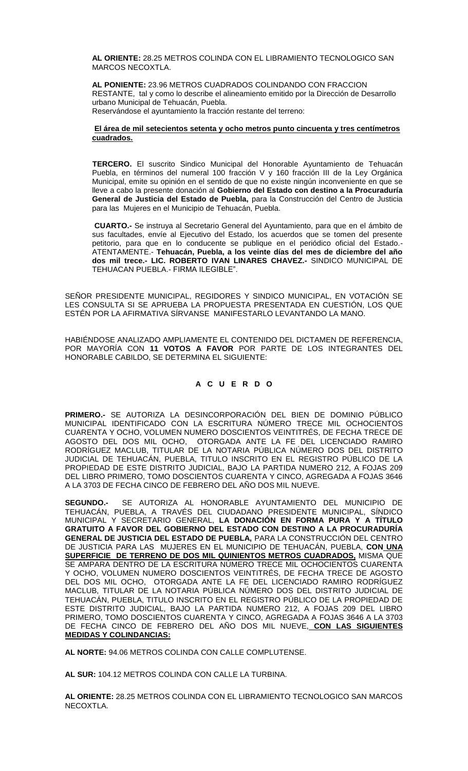**AL ORIENTE:** 28.25 METROS COLINDA CON EL LIBRAMIENTO TECNOLOGICO SAN MARCOS NECOXTLA.

**AL PONIENTE:** 23.96 METROS CUADRADOS COLINDANDO CON FRACCION RESTANTE, tal y como lo describe el alineamiento emitido por la Dirección de Desarrollo urbano Municipal de Tehuacán, Puebla.
Reservándose el ayuntamiento la fracción restante del terreno:

**El área de mil setecientos setenta y ocho metros punto cincuenta y tres centímetros cuadrados.**

**TERCERO.** El suscrito Sindico Municipal del Honorable Ayuntamiento de Tehuacán Puebla, en términos del numeral 100 fracción V y 160 fracción III de la Ley Orgánica Municipal, emite su opinión en el sentido de que no existe ningún inconveniente en que se lleve a cabo la presente donación al **Gobierno del Estado con destino a la Procuraduría General de Justicia del Estado de Puebla,** para la Construcción del Centro de Justicia para las Mujeres en el Municipio de Tehuacán, Puebla.

**CUARTO.-** Se instruya al Secretario General del Ayuntamiento, para que en el ámbito de sus facultades, envíe al Ejecutivo del Estado, los acuerdos que se tomen del presente petitorio, para que en lo conducente se publique en el periódico oficial del Estado.- ATENTAMENTE.- **Tehuacán, Puebla, a los veinte días del mes de diciembre del año dos mil trece.- LIC. ROBERTO IVAN LINARES CHAVEZ.-** SINDICO MUNICIPAL DE TEHUACAN PUEBLA.- FIRMA ILEGIBLE".

SEÑOR PRESIDENTE MUNICIPAL, REGIDORES Y SINDICO MUNICIPAL, EN VOTACIÓN SE LES CONSULTA SI SE APRUEBA LA PROPUESTA PRESENTADA EN CUESTIÓN, LOS QUE ESTÉN POR LA AFIRMATIVA SÍRVANSE MANIFESTARLO LEVANTANDO LA MANO.

HABIÉNDOSE ANALIZADO AMPLIAMENTE EL CONTENIDO DEL DICTAMEN DE REFERENCIA, POR MAYORÍA CON **11 VOTOS A FAVOR** POR PARTE DE LOS INTEGRANTES DEL HONORABLE CABILDO, SE DETERMINA EL SIGUIENTE:

**A C U E R D O**

**PRIMERO.-** SE AUTORIZA LA DESINCORPORACIÓN DEL BIEN DE DOMINIO PÚBLICO MUNICIPAL IDENTIFICADO CON LA ESCRITURA NÚMERO TRECE MIL OCHOCIENTOS CUARENTA Y OCHO, VOLUMEN NUMERO DOSCIENTOS VEINTITRÉS, DE FECHA TRECE DE AGOSTO DEL DOS MIL OCHO, OTORGADA ANTE LA FE DEL LICENCIADO RAMIRO RODRÍGUEZ MACLUB, TITULAR DE LA NOTARIA PÚBLICA NÚMERO DOS DEL DISTRITO JUDICIAL DE TEHUACÁN, PUEBLA, TITULO INSCRITO EN EL REGISTRO PÚBLICO DE LA PROPIEDAD DE ESTE DISTRITO JUDICIAL, BAJO LA PARTIDA NUMERO 212, A FOJAS 209 DEL LIBRO PRIMERO, TOMO DOSCIENTOS CUARENTA Y CINCO, AGREGADA A FOJAS 3646 A LA 3703 DE FECHA CINCO DE FEBRERO DEL AÑO DOS MIL NUEVE.

**SEGUNDO.-** SE AUTORIZA AL HONORABLE AYUNTAMIENTO DEL MUNICIPIO DE TEHUACÁN, PUEBLA, A TRAVÉS DEL CIUDADANO PRESIDENTE MUNICIPAL, SÍNDICO MUNICIPAL Y SECRETARIO GENERAL, **LA DONACIÓN EN FORMA PURA Y A TÍTULO GRATUITO A FAVOR DEL GOBIERNO DEL ESTADO CON DESTINO A LA PROCURADURÍA GENERAL DE JUSTICIA DEL ESTADO DE PUEBLA,** PARA LA CONSTRUCCIÓN DEL CENTRO DE JUSTICIA PARA LAS MUJERES EN EL MUNICIPIO DE TEHUACÁN, PUEBLA, **CON UNA SUPERFICIE DE TERRENO DE DOS MIL QUINIENTOS METROS CUADRADOS,** MISMA QUE SE AMPARA DENTRO DE LA ESCRITURA NÚMERO TRECE MIL OCHOCIENTOS CUARENTA Y OCHO, VOLUMEN NUMERO DOSCIENTOS VEINTITRÉS, DE FECHA TRECE DE AGOSTO DEL DOS MIL OCHO, OTORGADA ANTE LA FE DEL LICENCIADO RAMIRO RODRÍGUEZ MACLUB, TITULAR DE LA NOTARIA PÚBLICA NÚMERO DOS DEL DISTRITO JUDICIAL DE TEHUACÁN, PUEBLA, TITULO INSCRITO EN EL REGISTRO PÚBLICO DE LA PROPIEDAD DE ESTE DISTRITO JUDICIAL, BAJO LA PARTIDA NUMERO 212, A FOJAS 209 DEL LIBRO PRIMERO, TOMO DOSCIENTOS CUARENTA Y CINCO, AGREGADA A FOJAS 3646 A LA 3703 DE FECHA CINCO DE FEBRERO DEL AÑO DOS MIL NUEVE, **CON LAS SIGUIENTES MEDIDAS Y COLINDANCIAS:**

**AL NORTE:** 94.06 METROS COLINDA CON CALLE COMPLUTENSE.

**AL SUR:** 104.12 METROS COLINDA CON CALLE LA TURBINA.

**AL ORIENTE:** 28.25 METROS COLINDA CON EL LIBRAMIENTO TECNOLOGICO SAN MARCOS NECOXTLA.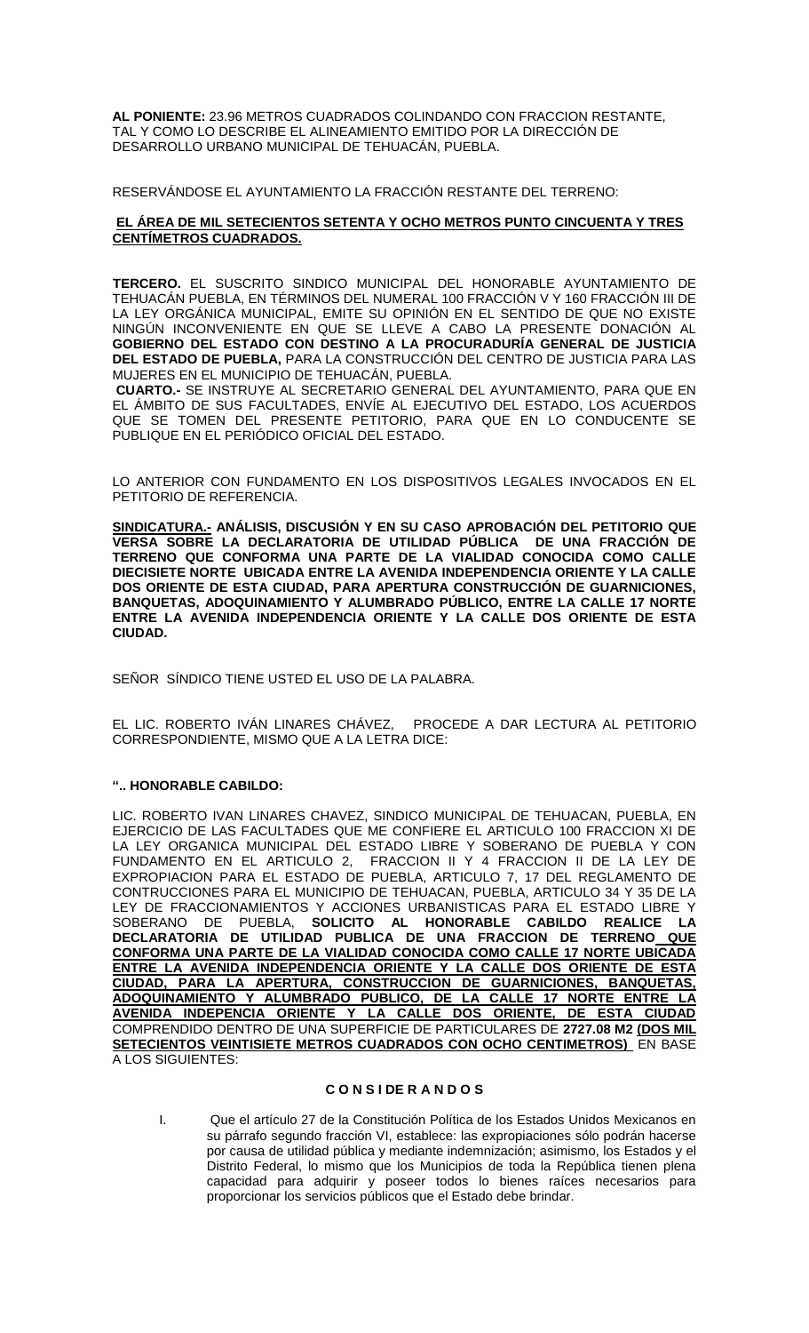**AL PONIENTE:** 23.96 METROS CUADRADOS COLINDANDO CON FRACCION RESTANTE, TAL Y COMO LO DESCRIBE EL ALINEAMIENTO EMITIDO POR LA DIRECCIÓN DE DESARROLLO URBANO MUNICIPAL DE TEHUACÁN, PUEBLA.

RESERVÁNDOSE EL AYUNTAMIENTO LA FRACCIÓN RESTANTE DEL TERRENO:

**EL ÁREA DE MIL SETECIENTOS SETENTA Y OCHO METROS PUNTO CINCUENTA Y TRES CENTÍMETROS CUADRADOS.**

**TERCERO.** EL SUSCRITO SINDICO MUNICIPAL DEL HONORABLE AYUNTAMIENTO DE TEHUACÁN PUEBLA, EN TÉRMINOS DEL NUMERAL 100 FRACCIÓN V Y 160 FRACCIÓN III DE LA LEY ORGÁNICA MUNICIPAL, EMITE SU OPINIÓN EN EL SENTIDO DE QUE NO EXISTE NINGÚN INCONVENIENTE EN QUE SE LLEVE A CABO LA PRESENTE DONACIÓN AL **GOBIERNO DEL ESTADO CON DESTINO A LA PROCURADURÍA GENERAL DE JUSTICIA DEL ESTADO DE PUEBLA,** PARA LA CONSTRUCCIÓN DEL CENTRO DE JUSTICIA PARA LAS MUJERES EN EL MUNICIPIO DE TEHUACÁN, PUEBLA.

**CUARTO.-** SE INSTRUYE AL SECRETARIO GENERAL DEL AYUNTAMIENTO, PARA QUE EN EL ÁMBITO DE SUS FACULTADES, ENVÍE AL EJECUTIVO DEL ESTADO, LOS ACUERDOS QUE SE TOMEN DEL PRESENTE PETITORIO, PARA QUE EN LO CONDUCENTE SE PUBLIQUE EN EL PERIÓDICO OFICIAL DEL ESTADO.

LO ANTERIOR CON FUNDAMENTO EN LOS DISPOSITIVOS LEGALES INVOCADOS EN EL PETITORIO DE REFERENCIA.

**SINDICATURA.- ANÁLISIS, DISCUSIÓN Y EN SU CASO APROBACIÓN DEL PETITORIO QUE VERSA SOBRE LA DECLARATORIA DE UTILIDAD PÚBLICA DE UNA FRACCIÓN DE TERRENO QUE CONFORMA UNA PARTE DE LA VIALIDAD CONOCIDA COMO CALLE DIECISIETE NORTE UBICADA ENTRE LA AVENIDA INDEPENDENCIA ORIENTE Y LA CALLE DOS ORIENTE DE ESTA CIUDAD, PARA APERTURA CONSTRUCCIÓN DE GUARNICIONES, BANQUETAS, ADOQUINAMIENTO Y ALUMBRADO PÚBLICO, ENTRE LA CALLE 17 NORTE ENTRE LA AVENIDA INDEPENDENCIA ORIENTE Y LA CALLE DOS ORIENTE DE ESTA CIUDAD.**

SEÑOR SÍNDICO TIENE USTED EL USO DE LA PALABRA.

EL LIC. ROBERTO IVÁN LINARES CHÁVEZ, PROCEDE A DAR LECTURA AL PETITORIO CORRESPONDIENTE, MISMO QUE A LA LETRA DICE:

**".. HONORABLE CABILDO:**

LIC. ROBERTO IVAN LINARES CHAVEZ, SINDICO MUNICIPAL DE TEHUACAN, PUEBLA, EN EJERCICIO DE LAS FACULTADES QUE ME CONFIERE EL ARTICULO 100 FRACCION XI DE LA LEY ORGANICA MUNICIPAL DEL ESTADO LIBRE Y SOBERANO DE PUEBLA Y CON FUNDAMENTO EN EL ARTICULO 2, FRACCION II Y 4 FRACCION II DE LA LEY DE EXPROPIACION PARA EL ESTADO DE PUEBLA, ARTICULO 7, 17 DEL REGLAMENTO DE CONTRUCCIONES PARA EL MUNICIPIO DE TEHUACAN, PUEBLA, ARTICULO 34 Y 35 DE LA LEY DE FRACCIONAMIENTOS Y ACCIONES URBANISTICAS PARA EL ESTADO LIBRE Y SOBERANO DE PUEBLA, **SOLICITO AL HONORABLE CABILDO REALICE LA DECLARATORIA DE UTILIDAD PUBLICA DE UNA FRACCION DE TERRENO QUE CONFORMA UNA PARTE DE LA VIALIDAD CONOCIDA COMO CALLE 17 NORTE UBICADA ENTRE LA AVENIDA INDEPENDENCIA ORIENTE Y LA CALLE DOS ORIENTE DE ESTA CIUDAD, PARA LA APERTURA, CONSTRUCCION DE GUARNICIONES, BANQUETAS, ADOQUINAMIENTO Y ALUMBRADO PUBLICO, DE LA CALLE 17 NORTE ENTRE LA AVENIDA INDEPENCIA ORIENTE Y LA CALLE DOS ORIENTE, DE ESTA CIUDAD** COMPRENDIDO DENTRO DE UNA SUPERFICIE DE PARTICULARES DE **2727.08 M2 (DOS MIL SETECIENTOS VEINTISIETE METROS CUADRADOS CON OCHO CENTIMETROS)** EN BASE A LOS SIGUIENTES:

**C O N S I DE R A N D O S**

I. Que el artículo 27 de la Constitución Política de los Estados Unidos Mexicanos en su párrafo segundo fracción VI, establece: las expropiaciones sólo podrán hacerse por causa de utilidad pública y mediante indemnización; asimismo, los Estados y el Distrito Federal, lo mismo que los Municipios de toda la República tienen plena capacidad para adquirir y poseer todos lo bienes raíces necesarios para proporcionar los servicios públicos que el Estado debe brindar.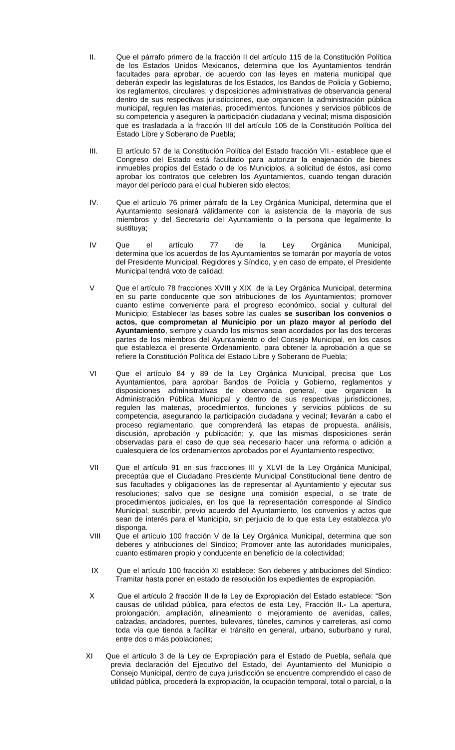II. Que el párrafo primero de la fracción II del artículo 115 de la Constitución Política de los Estados Unidos Mexicanos, determina que los Ayuntamientos tendrán facultades para aprobar, de acuerdo con las leyes en materia municipal que deberán expedir las legislaturas de los Estados, los Bandos de Policía y Gobierno, los reglamentos, circulares; y disposiciones administrativas de observancia general dentro de sus respectivas jurisdicciones, que organicen la administración pública municipal, regulen las materias, procedimientos, funciones y servicios públicos de su competencia y aseguren la participación ciudadana y vecinal; misma disposición que es trasladada a la fracción III del artículo 105 de la Constitución Política del Estado Libre y Soberano de Puebla;

III. El artículo 57 de la Constitución Política del Estado fracción VII.- establece que el Congreso del Estado está facultado para autorizar la enajenación de bienes inmuebles propios del Estado o de los Municipios, a solicitud de éstos, así como aprobar los contratos que celebren los Ayuntamientos, cuando tengan duración mayor del período para el cual hubieren sido electos;

IV. Que el artículo 76 primer párrafo de la Ley Orgánica Municipal, determina que el Ayuntamiento sesionará válidamente con la asistencia de la mayoría de sus miembros y del Secretario del Ayuntamiento o la persona que legalmente lo sustituya;

IV Que el artículo 77 de la Ley Orgánica Municipal, determina que los acuerdos de los Ayuntamientos se tomarán por mayoría de votos del Presidente Municipal, Regidores y Síndico, y en caso de empate, el Presidente Municipal tendrá voto de calidad;

V Que el artículo 78 fracciones XVIII y XIX de la Ley Orgánica Municipal, determina en su parte conducente que son atribuciones de los Ayuntamientos; promover cuanto estime conveniente para el progreso económico, social y cultural del Municipio; Establecer las bases sobre las cuales **se suscriban los convenios o actos, que comprometan al Municipio por un plazo mayor al período del Ayuntamiento**, siempre y cuando los mismos sean acordados por las dos terceras partes de los miembros del Ayuntamiento o del Consejo Municipal, en los casos que establezca el presente Ordenamiento, para obtener la aprobación a que se refiere la Constitución Política del Estado Libre y Soberano de Puebla;

VI Que el artículo 84 y 89 de la Ley Orgánica Municipal, precisa que Los Ayuntamientos, para aprobar Bandos de Policía y Gobierno, reglamentos y disposiciones administrativas de observancia general, que organicen la Administración Pública Municipal y dentro de sus respectivas jurisdicciones, regulen las materias, procedimientos, funciones y servicios públicos de su competencia, asegurando la participación ciudadana y vecinal; llevarán a cabo el proceso reglamentario, que comprenderá las etapas de propuesta, análisis, discusión, aprobación y publicación; y, que las mismas disposiciones serán observadas para el caso de que sea necesario hacer una reforma o adición a cualesquiera de los ordenamientos aprobados por el Ayuntamiento respectivo;

VII Que el artículo 91 en sus fracciones III y XLVI de la Ley Orgánica Municipal, preceptúa que el Ciudadano Presidente Municipal Constitucional tiene dentro de sus facultades y obligaciones las de representar al Ayuntamiento y ejecutar sus resoluciones; salvo que se designe una comisión especial, o se trate de procedimientos judiciales, en los que la representación corresponde al Síndico Municipal; suscribir, previo acuerdo del Ayuntamiento, los convenios y actos que sean de interés para el Municipio, sin perjuicio de lo que esta Ley establezca y/o disponga.

VIII Que el artículo 100 fracción V de la Ley Orgánica Municipal, determina que son deberes y atribuciones del Síndico; Promover ante las autoridades municipales, cuanto estimaren propio y conducente en beneficio de la colectividad;

IX Que el artículo 100 fracción XI establece: Son deberes y atribuciones del Síndico: Tramitar hasta poner en estado de resolución los expedientes de expropiación.

X Que el artículo 2 fracción II de la Ley de Expropiación del Estado establece: "Son causas de utilidad pública, para efectos de esta Ley, Fracción I**I.-** La apertura, prolongación, ampliación, alineamiento o mejoramiento de avenidas, calles, calzadas, andadores, puentes, bulevares, túneles, caminos y carreteras, así como toda vía que tienda a facilitar el tránsito en general, urbano, suburbano y rural, entre dos o más poblaciones;

XI Que el artículo 3 de la Ley de Expropiación para el Estado de Puebla, señala que previa declaración del Ejecutivo del Estado, del Ayuntamiento del Municipio o Consejo Municipal, dentro de cuya jurisdicción se encuentre comprendido el caso de utilidad pública, procederá la expropiación, la ocupación temporal, total o parcial, o la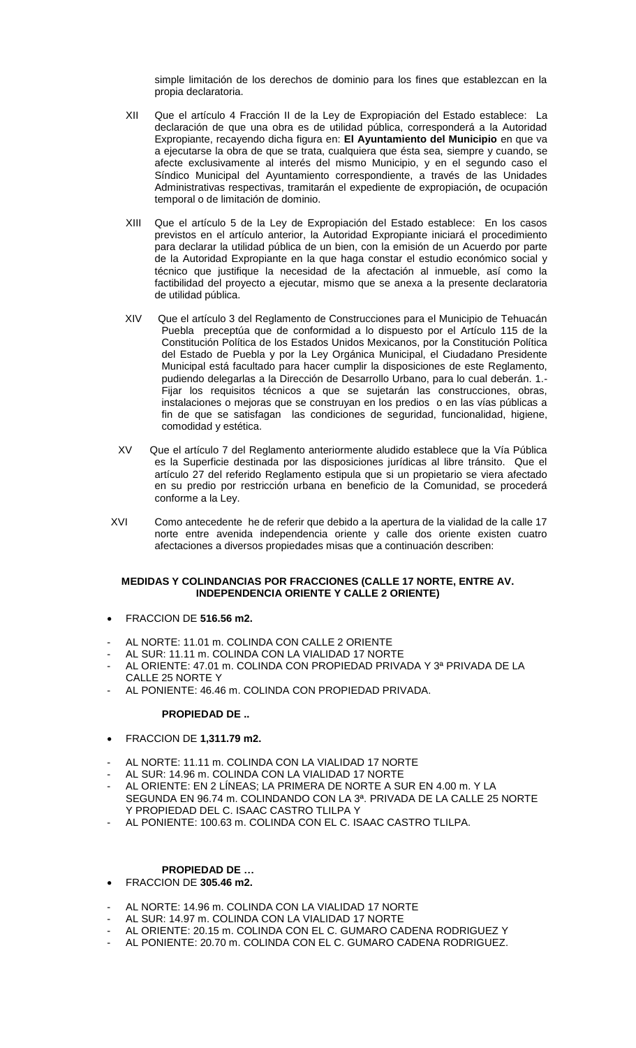simple limitación de los derechos de dominio para los fines que establezcan en la propia declaratoria.

XII Que el artículo 4 Fracción II de la Ley de Expropiación del Estado establece: La declaración de que una obra es de utilidad pública, corresponderá a la Autoridad Expropiante, recayendo dicha figura en: **El Ayuntamiento del Municipio** en que va a ejecutarse la obra de que se trata, cualquiera que ésta sea, siempre y cuando, se afecte exclusivamente al interés del mismo Municipio, y en el segundo caso el Síndico Municipal del Ayuntamiento correspondiente, a través de las Unidades Administrativas respectivas, tramitarán el expediente de expropiación**,** de ocupación temporal o de limitación de dominio.

XIII Que el artículo 5 de la Ley de Expropiación del Estado establece: En los casos previstos en el artículo anterior, la Autoridad Expropiante iniciará el procedimiento para declarar la utilidad pública de un bien, con la emisión de un Acuerdo por parte de la Autoridad Expropiante en la que haga constar el estudio económico social y técnico que justifique la necesidad de la afectación al inmueble, así como la factibilidad del proyecto a ejecutar, mismo que se anexa a la presente declaratoria de utilidad pública.

XIV Que el artículo 3 del Reglamento de Construcciones para el Municipio de Tehuacán Puebla preceptúa que de conformidad a lo dispuesto por el Artículo 115 de la Constitución Política de los Estados Unidos Mexicanos, por la Constitución Política del Estado de Puebla y por la Ley Orgánica Municipal, el Ciudadano Presidente Municipal está facultado para hacer cumplir la disposiciones de este Reglamento, pudiendo delegarlas a la Dirección de Desarrollo Urbano, para lo cual deberán. 1.- Fijar los requisitos técnicos a que se sujetarán las construcciones, obras, instalaciones o mejoras que se construyan en los predios o en las vías públicas a fin de que se satisfagan las condiciones de seguridad, funcionalidad, higiene, comodidad y estética.

XV Que el artículo 7 del Reglamento anteriormente aludido establece que la Vía Pública es la Superficie destinada por las disposiciones jurídicas al libre tránsito. Que el artículo 27 del referido Reglamento estipula que si un propietario se viera afectado en su predio por restricción urbana en beneficio de la Comunidad, se procederá conforme a la Ley.

XVI Como antecedente he de referir que debido a la apertura de la vialidad de la calle 17 norte entre avenida independencia oriente y calle dos oriente existen cuatro afectaciones a diversos propiedades misas que a continuación describen:

**MEDIDAS Y COLINDANCIAS POR FRACCIONES (CALLE 17 NORTE, ENTRE AV. INDEPENDENCIA ORIENTE Y CALLE 2 ORIENTE)**

- FRACCION DE **516.56 m2.**

- AL NORTE: 11.01 m. COLINDA CON CALLE 2 ORIENTE
- AL SUR: 11.11 m. COLINDA CON LA VIALIDAD 17 NORTE
- AL ORIENTE: 47.01 m. COLINDA CON PROPIEDAD PRIVADA Y 3ª PRIVADA DE LA CALLE 25 NORTE Y
- AL PONIENTE: 46.46 m. COLINDA CON PROPIEDAD PRIVADA.

**PROPIEDAD DE ..**

- FRACCION DE **1,311.79 m2.**

- AL NORTE: 11.11 m. COLINDA CON LA VIALIDAD 17 NORTE
- AL SUR: 14.96 m. COLINDA CON LA VIALIDAD 17 NORTE
- AL ORIENTE: EN 2 LÍNEAS; LA PRIMERA DE NORTE A SUR EN 4.00 m. Y LA SEGUNDA EN 96.74 m. COLINDANDO CON LA 3ª. PRIVADA DE LA CALLE 25 NORTE Y PROPIEDAD DEL C. ISAAC CASTRO TLILPA Y
- AL PONIENTE: 100.63 m. COLINDA CON EL C. ISAAC CASTRO TLILPA.

**PROPIEDAD DE …**

- FRACCION DE **305.46 m2.**

- AL NORTE: 14.96 m. COLINDA CON LA VIALIDAD 17 NORTE
- AL SUR: 14.97 m. COLINDA CON LA VIALIDAD 17 NORTE
- AL ORIENTE: 20.15 m. COLINDA CON EL C. GUMARO CADENA RODRIGUEZ Y
- AL PONIENTE: 20.70 m. COLINDA CON EL C. GUMARO CADENA RODRIGUEZ.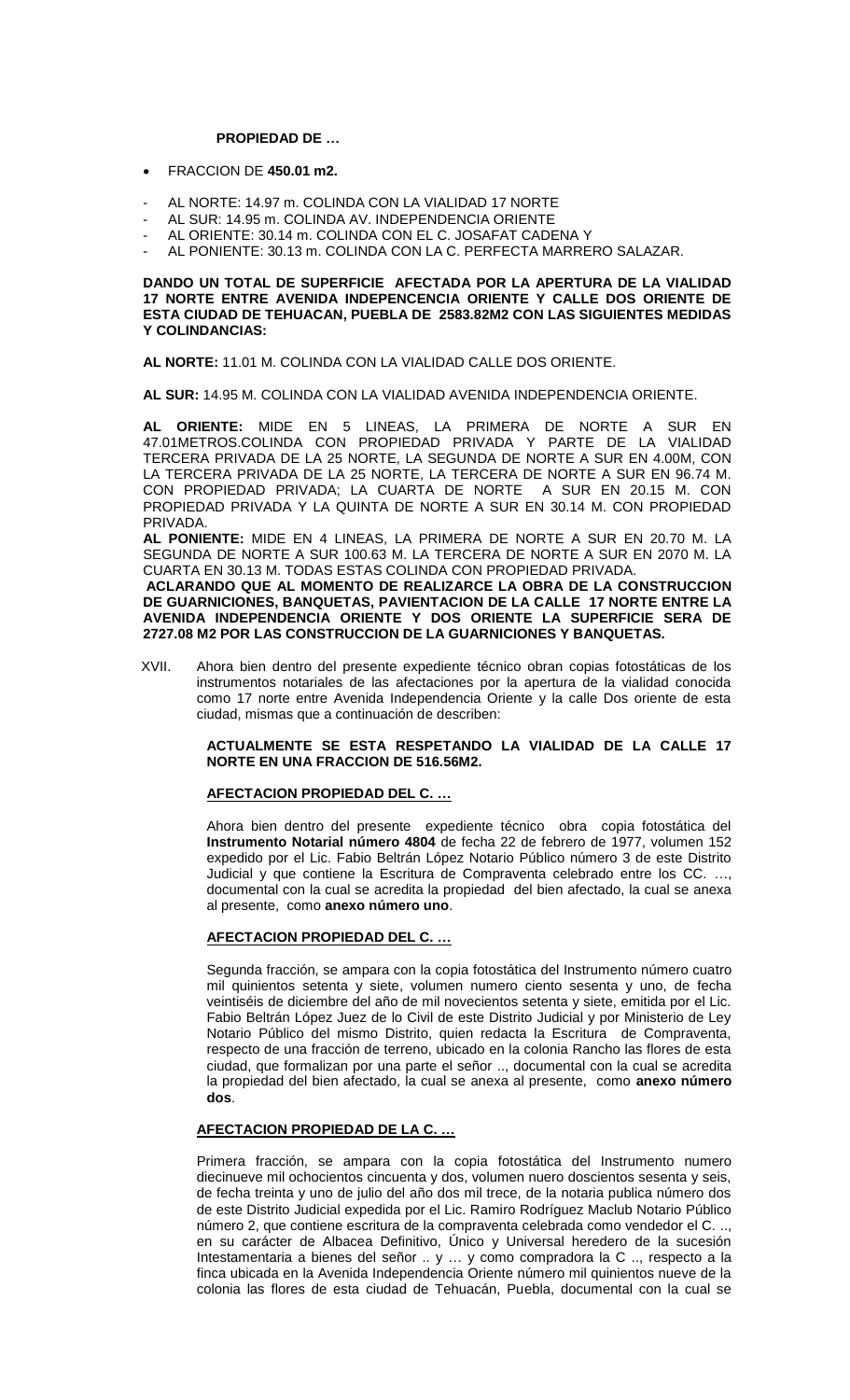**PROPIEDAD DE …**

- FRACCION DE **450.01 m2.**

- AL NORTE: 14.97 m. COLINDA CON LA VIALIDAD 17 NORTE
- AL SUR: 14.95 m. COLINDA AV. INDEPENDENCIA ORIENTE
- AL ORIENTE: 30.14 m. COLINDA CON EL C. JOSAFAT CADENA Y
- AL PONIENTE: 30.13 m. COLINDA CON LA C. PERFECTA MARRERO SALAZAR.

**DANDO UN TOTAL DE SUPERFICIE AFECTADA POR LA APERTURA DE LA VIALIDAD 17 NORTE ENTRE AVENIDA INDEPENCENCIA ORIENTE Y CALLE DOS ORIENTE DE ESTA CIUDAD DE TEHUACAN, PUEBLA DE 2583.82M2 CON LAS SIGUIENTES MEDIDAS Y COLINDANCIAS:**

**AL NORTE:** 11.01 M. COLINDA CON LA VIALIDAD CALLE DOS ORIENTE.

**AL SUR:** 14.95 M. COLINDA CON LA VIALIDAD AVENIDA INDEPENDENCIA ORIENTE.

**AL ORIENTE:** MIDE EN 5 LINEAS, LA PRIMERA DE NORTE A SUR EN 47.01METROS.COLINDA CON PROPIEDAD PRIVADA Y PARTE DE LA VIALIDAD TERCERA PRIVADA DE LA 25 NORTE, LA SEGUNDA DE NORTE A SUR EN 4.00M, CON LA TERCERA PRIVADA DE LA 25 NORTE, LA TERCERA DE NORTE A SUR EN 96.74 M. CON PROPIEDAD PRIVADA; LA CUARTA DE NORTE A SUR EN 20.15 M. CON PROPIEDAD PRIVADA Y LA QUINTA DE NORTE A SUR EN 30.14 M. CON PROPIEDAD PRIVADA.

**AL PONIENTE:** MIDE EN 4 LINEAS, LA PRIMERA DE NORTE A SUR EN 20.70 M. LA SEGUNDA DE NORTE A SUR 100.63 M. LA TERCERA DE NORTE A SUR EN 2070 M. LA CUARTA EN 30.13 M. TODAS ESTAS COLINDA CON PROPIEDAD PRIVADA.

**ACLARANDO QUE AL MOMENTO DE REALIZARCE LA OBRA DE LA CONSTRUCCION DE GUARNICIONES, BANQUETAS, PAVIENTACION DE LA CALLE 17 NORTE ENTRE LA AVENIDA INDEPENDENCIA ORIENTE Y DOS ORIENTE LA SUPERFICIE SERA DE 2727.08 M2 POR LAS CONSTRUCCION DE LA GUARNICIONES Y BANQUETAS.**

XVII. Ahora bien dentro del presente expediente técnico obran copias fotostáticas de los instrumentos notariales de las afectaciones por la apertura de la vialidad conocida como 17 norte entre Avenida Independencia Oriente y la calle Dos oriente de esta ciudad, mismas que a continuación de describen:

**ACTUALMENTE SE ESTA RESPETANDO LA VIALIDAD DE LA CALLE 17 NORTE EN UNA FRACCION DE 516.56M2.**

**AFECTACION PROPIEDAD DEL C. …**

Ahora bien dentro del presente expediente técnico obra copia fotostática del **Instrumento Notarial número 4804** de fecha 22 de febrero de 1977, volumen 152 expedido por el Lic. Fabio Beltrán López Notario Público número 3 de este Distrito Judicial y que contiene la Escritura de Compraventa celebrado entre los CC. …, documental con la cual se acredita la propiedad del bien afectado, la cual se anexa al presente, como **anexo número uno**.

**AFECTACION PROPIEDAD DEL C. …**

Segunda fracción, se ampara con la copia fotostática del Instrumento número cuatro mil quinientos setenta y siete, volumen numero ciento sesenta y uno, de fecha veintiséis de diciembre del año de mil novecientos setenta y siete, emitida por el Lic. Fabio Beltrán López Juez de lo Civil de este Distrito Judicial y por Ministerio de Ley Notario Público del mismo Distrito, quien redacta la Escritura de Compraventa, respecto de una fracción de terreno, ubicado en la colonia Rancho las flores de esta ciudad, que formalizan por una parte el señor .., documental con la cual se acredita la propiedad del bien afectado, la cual se anexa al presente, como **anexo número dos**.

**AFECTACION PROPIEDAD DE LA C. …**

Primera fracción, se ampara con la copia fotostática del Instrumento numero diecinueve mil ochocientos cincuenta y dos, volumen nuero doscientos sesenta y seis, de fecha treinta y uno de julio del año dos mil trece, de la notaria publica número dos de este Distrito Judicial expedida por el Lic. Ramiro Rodríguez Maclub Notario Público número 2, que contiene escritura de la compraventa celebrada como vendedor el C. .., en su carácter de Albacea Definitivo, Único y Universal heredero de la sucesión Intestamentaria a bienes del señor .. y … y como compradora la C .., respecto a la finca ubicada en la Avenida Independencia Oriente número mil quinientos nueve de la colonia las flores de esta ciudad de Tehuacán, Puebla, documental con la cual se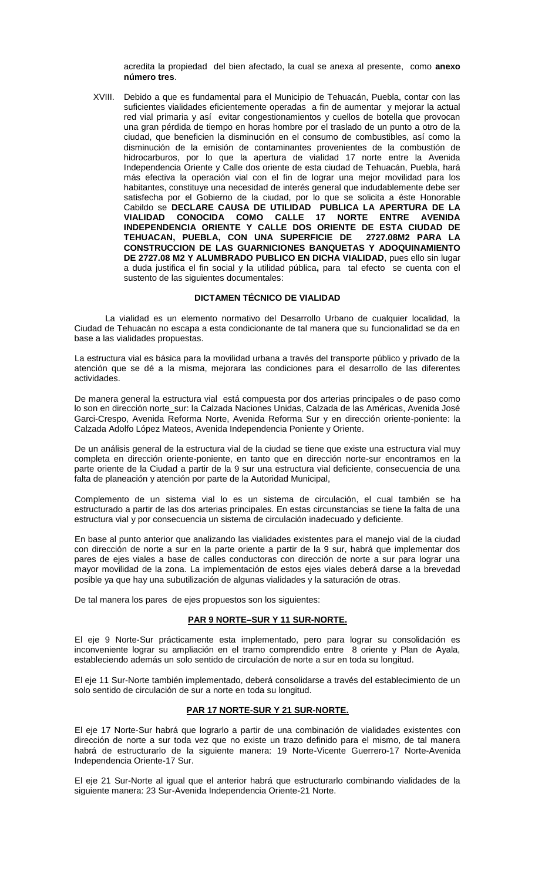acredita la propiedad del bien afectado, la cual se anexa al presente, como **anexo número tres**.

XVIII. Debido a que es fundamental para el Municipio de Tehuacán, Puebla, contar con las suficientes vialidades eficientemente operadas a fin de aumentar y mejorar la actual red vial primaria y así evitar congestionamientos y cuellos de botella que provocan una gran pérdida de tiempo en horas hombre por el traslado de un punto a otro de la ciudad, que beneficien la disminución en el consumo de combustibles, así como la disminución de la emisión de contaminantes provenientes de la combustión de hidrocarburos, por lo que la apertura de vialidad 17 norte entre la Avenida Independencia Oriente y Calle dos oriente de esta ciudad de Tehuacán, Puebla, hará más efectiva la operación vial con el fin de lograr una mejor movilidad para los habitantes, constituye una necesidad de interés general que indudablemente debe ser satisfecha por el Gobierno de la ciudad, por lo que se solicita a éste Honorable Cabildo se **DECLARE CAUSA DE UTILIDAD PUBLICA LA APERTURA DE LA VIALIDAD CONOCIDA COMO CALLE 17 NORTE ENTRE AVENIDA INDEPENDENCIA ORIENTE Y CALLE DOS ORIENTE DE ESTA CIUDAD DE TEHUACAN, PUEBLA, CON UNA SUPERFICIE DE 2727.08M2 PARA LA CONSTRUCCION DE LAS GUARNICIONES BANQUETAS Y ADOQUINAMIENTO DE 2727.08 M2 Y ALUMBRADO PUBLICO EN DICHA VIALIDAD**, pues ello sin lugar a duda justifica el fin social y la utilidad pública**,** para tal efecto se cuenta con el sustento de las siguientes documentales:

**DICTAMEN TÉCNICO DE VIALIDAD**

La vialidad es un elemento normativo del Desarrollo Urbano de cualquier localidad, la Ciudad de Tehuacán no escapa a esta condicionante de tal manera que su funcionalidad se da en base a las vialidades propuestas.

La estructura vial es básica para la movilidad urbana a través del transporte público y privado de la atención que se dé a la misma, mejorara las condiciones para el desarrollo de las diferentes actividades.

De manera general la estructura vial está compuesta por dos arterias principales o de paso como lo son en dirección norte_sur: la Calzada Naciones Unidas, Calzada de las Américas, Avenida José Garci-Crespo, Avenida Reforma Norte, Avenida Reforma Sur y en dirección oriente-poniente: la Calzada Adolfo López Mateos, Avenida Independencia Poniente y Oriente.

De un análisis general de la estructura vial de la ciudad se tiene que existe una estructura vial muy completa en dirección oriente-poniente, en tanto que en dirección norte-sur encontramos en la parte oriente de la Ciudad a partir de la 9 sur una estructura vial deficiente, consecuencia de una falta de planeación y atención por parte de la Autoridad Municipal,

Complemento de un sistema vial lo es un sistema de circulación, el cual también se ha estructurado a partir de las dos arterias principales. En estas circunstancias se tiene la falta de una estructura vial y por consecuencia un sistema de circulación inadecuado y deficiente.

En base al punto anterior que analizando las vialidades existentes para el manejo vial de la ciudad con dirección de norte a sur en la parte oriente a partir de la 9 sur, habrá que implementar dos pares de ejes viales a base de calles conductoras con dirección de norte a sur para lograr una mayor movilidad de la zona. La implementación de estos ejes viales deberá darse a la brevedad posible ya que hay una subutilización de algunas vialidades y la saturación de otras.

De tal manera los pares de ejes propuestos son los siguientes:

**PAR 9 NORTE–SUR Y 11 SUR-NORTE.**

El eje 9 Norte-Sur prácticamente esta implementado, pero para lograr su consolidación es inconveniente lograr su ampliación en el tramo comprendido entre 8 oriente y Plan de Ayala, estableciendo además un solo sentido de circulación de norte a sur en toda su longitud.

El eje 11 Sur-Norte también implementado, deberá consolidarse a través del establecimiento de un solo sentido de circulación de sur a norte en toda su longitud.

**PAR 17 NORTE-SUR Y 21 SUR-NORTE.**

El eje 17 Norte-Sur habrá que lograrlo a partir de una combinación de vialidades existentes con dirección de norte a sur toda vez que no existe un trazo definido para el mismo, de tal manera habrá de estructurarlo de la siguiente manera: 19 Norte-Vicente Guerrero-17 Norte-Avenida Independencia Oriente-17 Sur.

El eje 21 Sur-Norte al igual que el anterior habrá que estructurarlo combinando vialidades de la siguiente manera: 23 Sur-Avenida Independencia Oriente-21 Norte.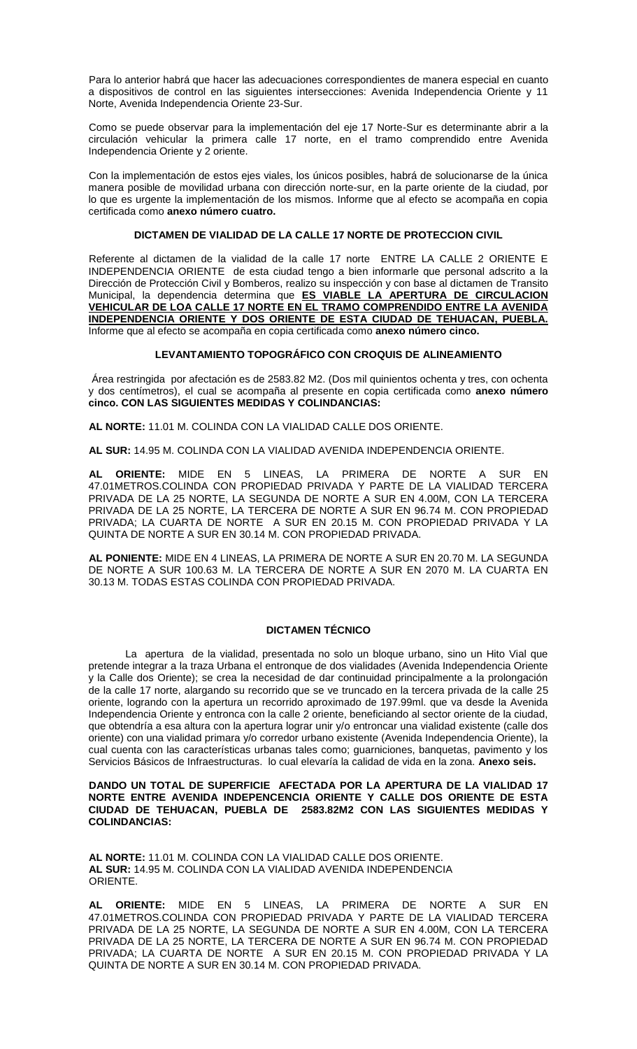Para lo anterior habrá que hacer las adecuaciones correspondientes de manera especial en cuanto a dispositivos de control en las siguientes intersecciones: Avenida Independencia Oriente y 11 Norte, Avenida Independencia Oriente 23-Sur.

Como se puede observar para la implementación del eje 17 Norte-Sur es determinante abrir a la circulación vehicular la primera calle 17 norte, en el tramo comprendido entre Avenida Independencia Oriente y 2 oriente.

Con la implementación de estos ejes viales, los únicos posibles, habrá de solucionarse de la única manera posible de movilidad urbana con dirección norte-sur, en la parte oriente de la ciudad, por lo que es urgente la implementación de los mismos. Informe que al efecto se acompaña en copia certificada como **anexo número cuatro.**

**DICTAMEN DE VIALIDAD DE LA CALLE 17 NORTE DE PROTECCION CIVIL**

Referente al dictamen de la vialidad de la calle 17 norte ENTRE LA CALLE 2 ORIENTE E INDEPENDENCIA ORIENTE de esta ciudad tengo a bien informarle que personal adscrito a la Dirección de Protección Civil y Bomberos, realizo su inspección y con base al dictamen de Transito Municipal, la dependencia determina que **ES VIABLE LA APERTURA DE CIRCULACION VEHICULAR DE LOA CALLE 17 NORTE EN EL TRAMO COMPRENDIDO ENTRE LA AVENIDA INDEPENDENCIA ORIENTE Y DOS ORIENTE DE ESTA CIUDAD DE TEHUACAN, PUEBLA.** Informe que al efecto se acompaña en copia certificada como **anexo número cinco.**

**LEVANTAMIENTO TOPOGRÁFICO CON CROQUIS DE ALINEAMIENTO**

Área restringida por afectación es de 2583.82 M2. (Dos mil quinientos ochenta y tres, con ochenta y dos centímetros), el cual se acompaña al presente en copia certificada como **anexo número cinco. CON LAS SIGUIENTES MEDIDAS Y COLINDANCIAS:**

**AL NORTE:** 11.01 M. COLINDA CON LA VIALIDAD CALLE DOS ORIENTE.

**AL SUR:** 14.95 M. COLINDA CON LA VIALIDAD AVENIDA INDEPENDENCIA ORIENTE.

**AL ORIENTE:** MIDE EN 5 LINEAS, LA PRIMERA DE NORTE A SUR EN 47.01METROS.COLINDA CON PROPIEDAD PRIVADA Y PARTE DE LA VIALIDAD TERCERA PRIVADA DE LA 25 NORTE, LA SEGUNDA DE NORTE A SUR EN 4.00M, CON LA TERCERA PRIVADA DE LA 25 NORTE, LA TERCERA DE NORTE A SUR EN 96.74 M. CON PROPIEDAD PRIVADA; LA CUARTA DE NORTE A SUR EN 20.15 M. CON PROPIEDAD PRIVADA Y LA QUINTA DE NORTE A SUR EN 30.14 M. CON PROPIEDAD PRIVADA.

**AL PONIENTE:** MIDE EN 4 LINEAS, LA PRIMERA DE NORTE A SUR EN 20.70 M. LA SEGUNDA DE NORTE A SUR 100.63 M. LA TERCERA DE NORTE A SUR EN 2070 M. LA CUARTA EN 30.13 M. TODAS ESTAS COLINDA CON PROPIEDAD PRIVADA.

**DICTAMEN TÉCNICO**

La apertura de la vialidad, presentada no solo un bloque urbano, sino un Hito Vial que pretende integrar a la traza Urbana el entronque de dos vialidades (Avenida Independencia Oriente y la Calle dos Oriente); se crea la necesidad de dar continuidad principalmente a la prolongación de la calle 17 norte, alargando su recorrido que se ve truncado en la tercera privada de la calle 25 oriente, logrando con la apertura un recorrido aproximado de 197.99ml. que va desde la Avenida Independencia Oriente y entronca con la calle 2 oriente, beneficiando al sector oriente de la ciudad, que obtendría a esa altura con la apertura lograr unir y/o entroncar una vialidad existente (calle dos oriente) con una vialidad primara y/o corredor urbano existente (Avenida Independencia Oriente), la cual cuenta con las características urbanas tales como; guarniciones, banquetas, pavimento y los Servicios Básicos de Infraestructuras. lo cual elevaría la calidad de vida en la zona. **Anexo seis.**

**DANDO UN TOTAL DE SUPERFICIE AFECTADA POR LA APERTURA DE LA VIALIDAD 17 NORTE ENTRE AVENIDA INDEPENCENCIA ORIENTE Y CALLE DOS ORIENTE DE ESTA CIUDAD DE TEHUACAN, PUEBLA DE 2583.82M2 CON LAS SIGUIENTES MEDIDAS Y COLINDANCIAS:**

**AL NORTE:** 11.01 M. COLINDA CON LA VIALIDAD CALLE DOS ORIENTE.
**AL SUR:** 14.95 M. COLINDA CON LA VIALIDAD AVENIDA INDEPENDENCIA ORIENTE.

**AL ORIENTE:** MIDE EN 5 LINEAS, LA PRIMERA DE NORTE A SUR EN 47.01METROS.COLINDA CON PROPIEDAD PRIVADA Y PARTE DE LA VIALIDAD TERCERA PRIVADA DE LA 25 NORTE, LA SEGUNDA DE NORTE A SUR EN 4.00M, CON LA TERCERA PRIVADA DE LA 25 NORTE, LA TERCERA DE NORTE A SUR EN 96.74 M. CON PROPIEDAD PRIVADA; LA CUARTA DE NORTE A SUR EN 20.15 M. CON PROPIEDAD PRIVADA Y LA QUINTA DE NORTE A SUR EN 30.14 M. CON PROPIEDAD PRIVADA.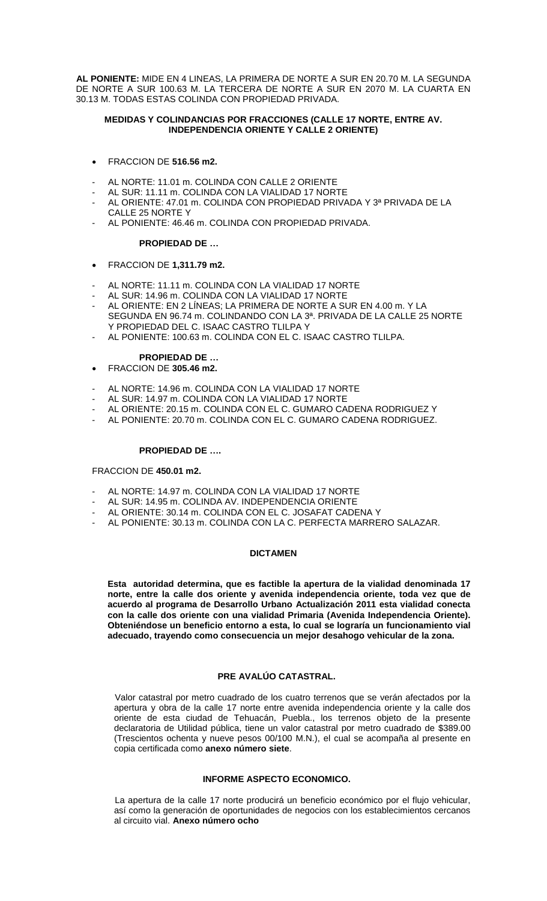**AL PONIENTE:** MIDE EN 4 LINEAS, LA PRIMERA DE NORTE A SUR EN 20.70 M. LA SEGUNDA DE NORTE A SUR 100.63 M. LA TERCERA DE NORTE A SUR EN 2070 M. LA CUARTA EN 30.13 M. TODAS ESTAS COLINDA CON PROPIEDAD PRIVADA.

**MEDIDAS Y COLINDANCIAS POR FRACCIONES (CALLE 17 NORTE, ENTRE AV. INDEPENDENCIA ORIENTE Y CALLE 2 ORIENTE)**

- FRACCION DE **516.56 m2.**

- AL NORTE: 11.01 m. COLINDA CON CALLE 2 ORIENTE
- AL SUR: 11.11 m. COLINDA CON LA VIALIDAD 17 NORTE
- AL ORIENTE: 47.01 m. COLINDA CON PROPIEDAD PRIVADA Y 3ª PRIVADA DE LA CALLE 25 NORTE Y
- AL PONIENTE: 46.46 m. COLINDA CON PROPIEDAD PRIVADA.

**PROPIEDAD DE …**

- FRACCION DE **1,311.79 m2.**

- AL NORTE: 11.11 m. COLINDA CON LA VIALIDAD 17 NORTE
- AL SUR: 14.96 m. COLINDA CON LA VIALIDAD 17 NORTE
- AL ORIENTE: EN 2 LÍNEAS; LA PRIMERA DE NORTE A SUR EN 4.00 m. Y LA SEGUNDA EN 96.74 m. COLINDANDO CON LA 3ª. PRIVADA DE LA CALLE 25 NORTE Y PROPIEDAD DEL C. ISAAC CASTRO TLILPA Y
- AL PONIENTE: 100.63 m. COLINDA CON EL C. ISAAC CASTRO TLILPA.

**PROPIEDAD DE …**

- FRACCION DE **305.46 m2.**

- AL NORTE: 14.96 m. COLINDA CON LA VIALIDAD 17 NORTE
- AL SUR: 14.97 m. COLINDA CON LA VIALIDAD 17 NORTE
- AL ORIENTE: 20.15 m. COLINDA CON EL C. GUMARO CADENA RODRIGUEZ Y
- AL PONIENTE: 20.70 m. COLINDA CON EL C. GUMARO CADENA RODRIGUEZ.

**PROPIEDAD DE ….**

FRACCION DE **450.01 m2.**

- AL NORTE: 14.97 m. COLINDA CON LA VIALIDAD 17 NORTE
- AL SUR: 14.95 m. COLINDA AV. INDEPENDENCIA ORIENTE
- AL ORIENTE: 30.14 m. COLINDA CON EL C. JOSAFAT CADENA Y
- AL PONIENTE: 30.13 m. COLINDA CON LA C. PERFECTA MARRERO SALAZAR.

**DICTAMEN**

**Esta autoridad determina, que es factible la apertura de la vialidad denominada 17 norte, entre la calle dos oriente y avenida independencia oriente, toda vez que de acuerdo al programa de Desarrollo Urbano Actualización 2011 esta vialidad conecta con la calle dos oriente con una vialidad Primaria (Avenida Independencia Oriente). Obteniéndose un beneficio entorno a esta, lo cual se lograría un funcionamiento vial adecuado, trayendo como consecuencia un mejor desahogo vehicular de la zona.**

**PRE AVALÚO CATASTRAL.**

Valor catastral por metro cuadrado de los cuatro terrenos que se verán afectados por la apertura y obra de la calle 17 norte entre avenida independencia oriente y la calle dos oriente de esta ciudad de Tehuacán, Puebla., los terrenos objeto de la presente declaratoria de Utilidad pública, tiene un valor catastral por metro cuadrado de $389.00 (Trescientos ochenta y nueve pesos 00/100 M.N.), el cual se acompaña al presente en copia certificada como **anexo número siete**.

**INFORME ASPECTO ECONOMICO.**

La apertura de la calle 17 norte producirá un beneficio económico por el flujo vehicular, así como la generación de oportunidades de negocios con los establecimientos cercanos al circuito vial. **Anexo número ocho**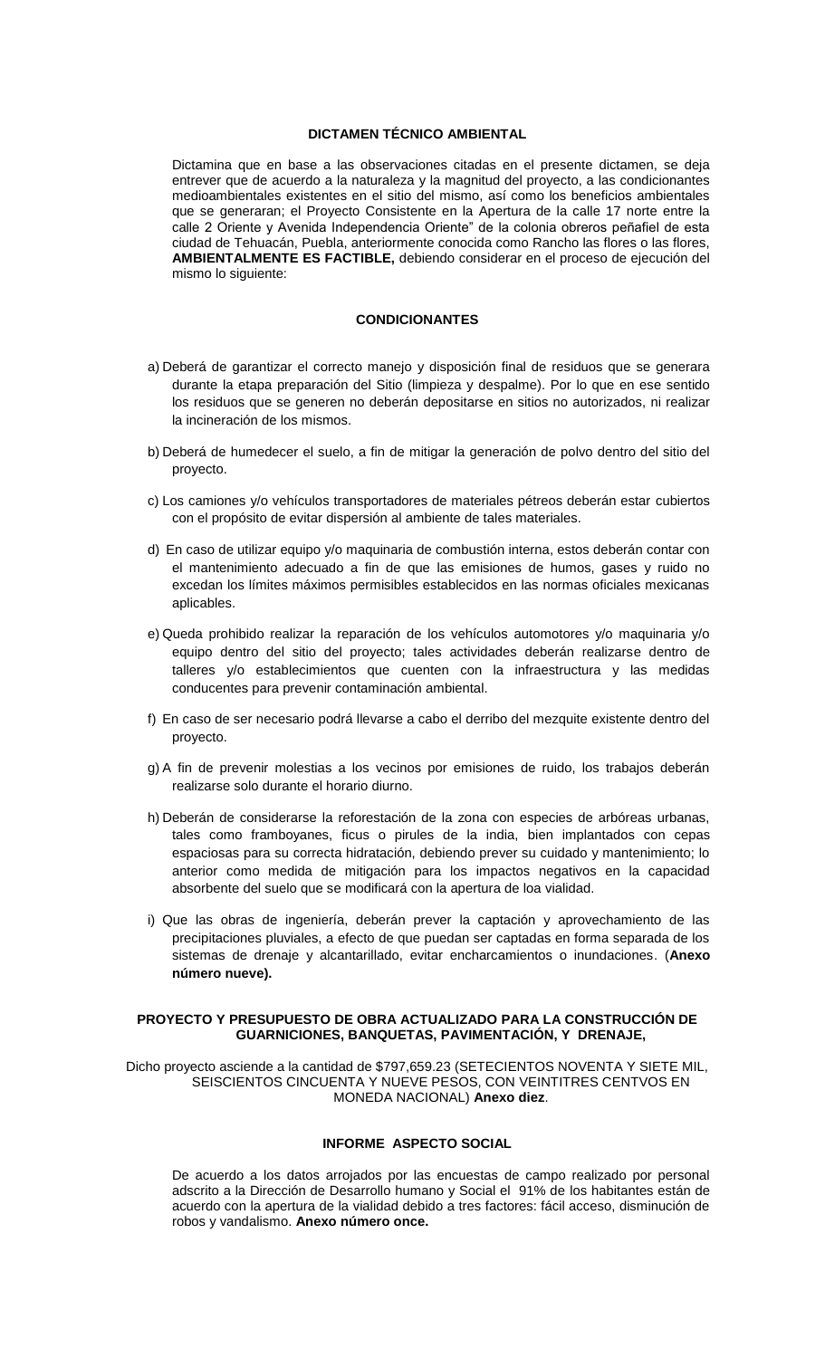## DICTAMEN TÉCNICO AMBIENTAL

Dictamina que en base a las observaciones citadas en el presente dictamen, se deja entrever que de acuerdo a la naturaleza y la magnitud del proyecto, a las condicionantes medioambientales existentes en el sitio del mismo, así como los beneficios ambientales que se generaran; el Proyecto Consistente en la Apertura de la calle 17 norte entre la calle 2 Oriente y Avenida Independencia Oriente" de la colonia obreros peñafiel de esta ciudad de Tehuacán, Puebla, anteriormente conocida como Rancho las flores o las flores, **AMBIENTALMENTE ES FACTIBLE,** debiendo considerar en el proceso de ejecución del mismo lo siguiente:

## CONDICIONANTES

a) Deberá de garantizar el correcto manejo y disposición final de residuos que se generara durante la etapa preparación del Sitio (limpieza y despalme). Por lo que en ese sentido los residuos que se generen no deberán depositarse en sitios no autorizados, ni realizar la incineración de los mismos.

b) Deberá de humedecer el suelo, a fin de mitigar la generación de polvo dentro del sitio del proyecto.

c) Los camiones y/o vehículos transportadores de materiales pétreos deberán estar cubiertos con el propósito de evitar dispersión al ambiente de tales materiales.

d) En caso de utilizar equipo y/o maquinaria de combustión interna, estos deberán contar con el mantenimiento adecuado a fin de que las emisiones de humos, gases y ruido no excedan los límites máximos permisibles establecidos en las normas oficiales mexicanas aplicables.

e) Queda prohibido realizar la reparación de los vehículos automotores y/o maquinaria y/o equipo dentro del sitio del proyecto; tales actividades deberán realizarse dentro de talleres y/o establecimientos que cuenten con la infraestructura y las medidas conducentes para prevenir contaminación ambiental.

f) En caso de ser necesario podrá llevarse a cabo el derribo del mezquite existente dentro del proyecto.

g) A fin de prevenir molestias a los vecinos por emisiones de ruido, los trabajos deberán realizarse solo durante el horario diurno.

h) Deberán de considerarse la reforestación de la zona con especies de arbóreas urbanas, tales como framboyanes, ficus o pirules de la india, bien implantados con cepas espaciosas para su correcta hidratación, debiendo prever su cuidado y mantenimiento; lo anterior como medida de mitigación para los impactos negativos en la capacidad absorbente del suelo que se modificará con la apertura de loa vialidad.

i) Que las obras de ingeniería, deberán prever la captación y aprovechamiento de las precipitaciones pluviales, a efecto de que puedan ser captadas en forma separada de los sistemas de drenaje y alcantarillado, evitar encharcamientos o inundaciones. (**Anexo número nueve).**

## PROYECTO Y PRESUPUESTO DE OBRA ACTUALIZADO PARA LA CONSTRUCCIÓN DE GUARNICIONES, BANQUETAS, PAVIMENTACIÓN, Y DRENAJE,

Dicho proyecto asciende a la cantidad de $797,659.23 (SETECIENTOS NOVENTA Y SIETE MIL, SEISCIENTOS CINCUENTA Y NUEVE PESOS, CON VEINTITRES CENTVOS EN MONEDA NACIONAL) **Anexo diez**.

## INFORME ASPECTO SOCIAL

De acuerdo a los datos arrojados por las encuestas de campo realizado por personal adscrito a la Dirección de Desarrollo humano y Social el 91% de los habitantes están de acuerdo con la apertura de la vialidad debido a tres factores: fácil acceso, disminución de robos y vandalismo. **Anexo número once.**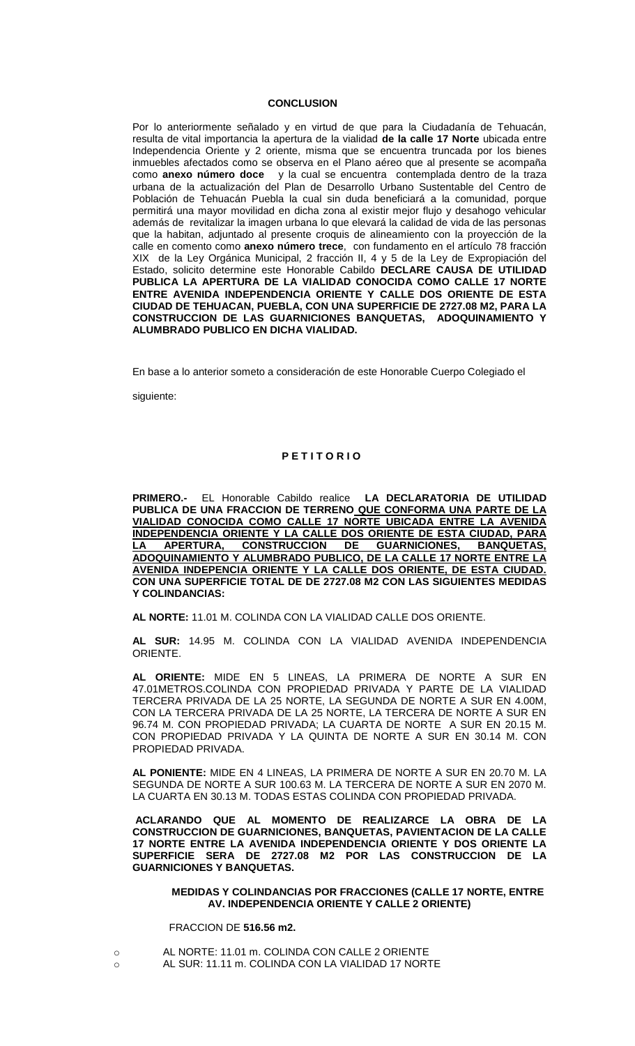**CONCLUSION**

Por lo anteriormente señalado y en virtud de que para la Ciudadanía de Tehuacán, resulta de vital importancia la apertura de la vialidad **de la calle 17 Norte** ubicada entre Independencia Oriente y 2 oriente, misma que se encuentra truncada por los bienes inmuebles afectados como se observa en el Plano aéreo que al presente se acompaña como **anexo número doce** y la cual se encuentra contemplada dentro de la traza urbana de la actualización del Plan de Desarrollo Urbano Sustentable del Centro de Población de Tehuacán Puebla la cual sin duda beneficiará a la comunidad, porque permitirá una mayor movilidad en dicha zona al existir mejor flujo y desahogo vehicular además de revitalizar la imagen urbana lo que elevará la calidad de vida de las personas que la habitan, adjuntado al presente croquis de alineamiento con la proyección de la calle en comento como **anexo número trece**, con fundamento en el artículo 78 fracción XIX de la Ley Orgánica Municipal, 2 fracción II, 4 y 5 de la Ley de Expropiación del Estado, solicito determine este Honorable Cabildo **DECLARE CAUSA DE UTILIDAD PUBLICA LA APERTURA DE LA VIALIDAD CONOCIDA COMO CALLE 17 NORTE ENTRE AVENIDA INDEPENDENCIA ORIENTE Y CALLE DOS ORIENTE DE ESTA CIUDAD DE TEHUACAN, PUEBLA, CON UNA SUPERFICIE DE 2727.08 M2, PARA LA CONSTRUCCION DE LAS GUARNICIONES BANQUETAS, ADOQUINAMIENTO Y ALUMBRADO PUBLICO EN DICHA VIALIDAD.**

En base a lo anterior someto a consideración de este Honorable Cuerpo Colegiado el

siguiente:

**P E T I T O R I O**

**PRIMERO.-** EL Honorable Cabildo realice **LA DECLARATORIA DE UTILIDAD PUBLICA DE UNA FRACCION DE TERRENO <u>QUE CONFORMA UNA PARTE DE LA VIALIDAD CONOCIDA COMO CALLE 17 NORTE UBICADA ENTRE LA AVENIDA INDEPENDENCIA ORIENTE Y LA CALLE DOS ORIENTE DE ESTA CIUDAD, PARA LA APERTURA, CONSTRUCCION DE GUARNICIONES, BANQUETAS, ADOQUINAMIENTO Y ALUMBRADO PUBLICO, DE LA CALLE 17 NORTE ENTRE LA AVENIDA INDEPENCIA ORIENTE Y LA CALLE DOS ORIENTE, DE ESTA CIUDAD.</u> CON UNA SUPERFICIE TOTAL DE DE 2727.08 M2 CON LAS SIGUIENTES MEDIDAS Y COLINDANCIAS:**

**AL NORTE:** 11.01 M. COLINDA CON LA VIALIDAD CALLE DOS ORIENTE.

**AL SUR:** 14.95 M. COLINDA CON LA VIALIDAD AVENIDA INDEPENDENCIA ORIENTE.

**AL ORIENTE:** MIDE EN 5 LINEAS, LA PRIMERA DE NORTE A SUR EN 47.01METROS.COLINDA CON PROPIEDAD PRIVADA Y PARTE DE LA VIALIDAD TERCERA PRIVADA DE LA 25 NORTE, LA SEGUNDA DE NORTE A SUR EN 4.00M, CON LA TERCERA PRIVADA DE LA 25 NORTE, LA TERCERA DE NORTE A SUR EN 96.74 M. CON PROPIEDAD PRIVADA; LA CUARTA DE NORTE A SUR EN 20.15 M. CON PROPIEDAD PRIVADA Y LA QUINTA DE NORTE A SUR EN 30.14 M. CON PROPIEDAD PRIVADA.

**AL PONIENTE:** MIDE EN 4 LINEAS, LA PRIMERA DE NORTE A SUR EN 20.70 M. LA SEGUNDA DE NORTE A SUR 100.63 M. LA TERCERA DE NORTE A SUR EN 2070 M. LA CUARTA EN 30.13 M. TODAS ESTAS COLINDA CON PROPIEDAD PRIVADA.

**ACLARANDO QUE AL MOMENTO DE REALIZARCE LA OBRA DE LA CONSTRUCCION DE GUARNICIONES, BANQUETAS, PAVIENTACION DE LA CALLE 17 NORTE ENTRE LA AVENIDA INDEPENDENCIA ORIENTE Y DOS ORIENTE LA SUPERFICIE SERA DE 2727.08 M2 POR LAS CONSTRUCCION DE LA GUARNICIONES Y BANQUETAS.**

**MEDIDAS Y COLINDANCIAS POR FRACCIONES (CALLE 17 NORTE, ENTRE AV. INDEPENDENCIA ORIENTE Y CALLE 2 ORIENTE)**

FRACCION DE **516.56 m2.**

- AL NORTE: 11.01 m. COLINDA CON CALLE 2 ORIENTE
- AL SUR: 11.11 m. COLINDA CON LA VIALIDAD 17 NORTE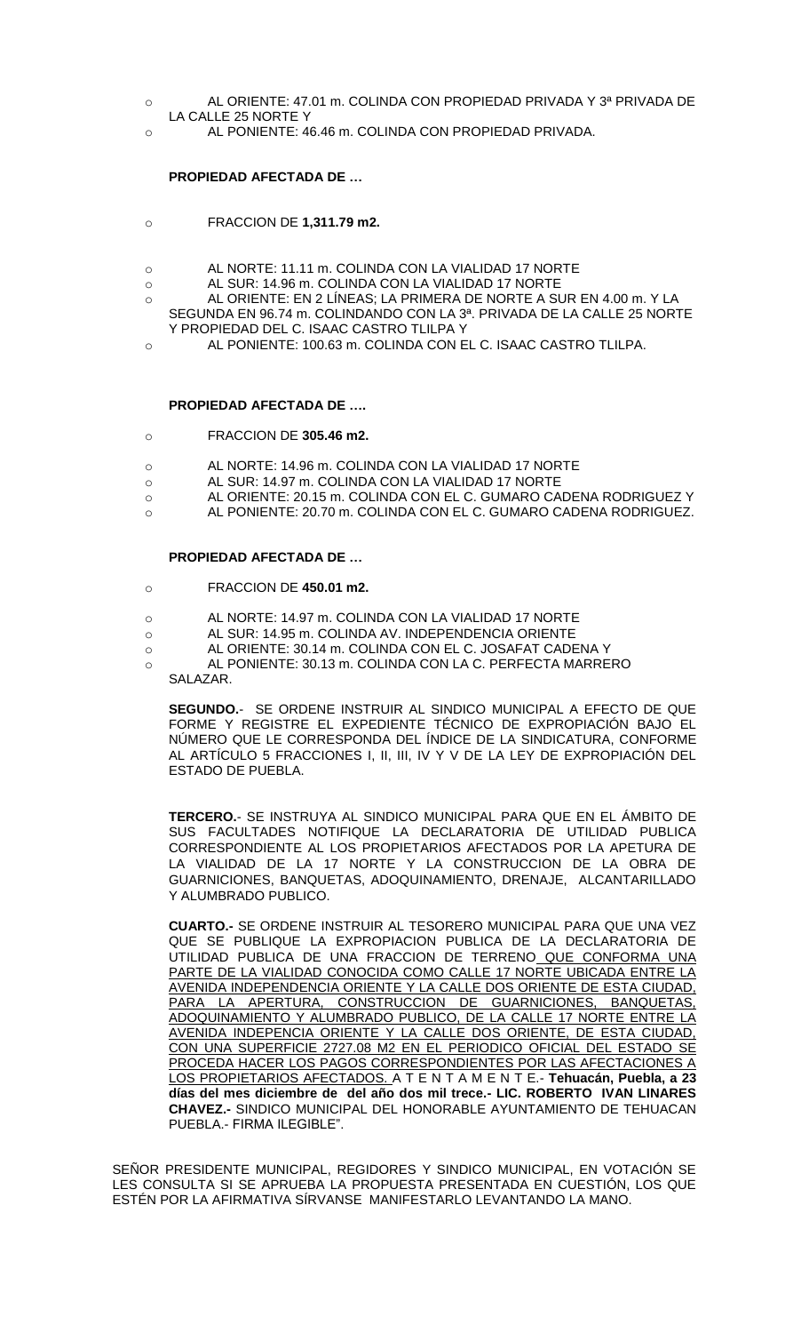- AL ORIENTE: 47.01 m. COLINDA CON PROPIEDAD PRIVADA Y 3ª PRIVADA DE LA CALLE 25 NORTE Y
- AL PONIENTE: 46.46 m. COLINDA CON PROPIEDAD PRIVADA.

**PROPIEDAD AFECTADA DE …**

- FRACCION DE **1,311.79 m2.**

- AL NORTE: 11.11 m. COLINDA CON LA VIALIDAD 17 NORTE
- AL SUR: 14.96 m. COLINDA CON LA VIALIDAD 17 NORTE
- AL ORIENTE: EN 2 LÍNEAS; LA PRIMERA DE NORTE A SUR EN 4.00 m. Y LA SEGUNDA EN 96.74 m. COLINDANDO CON LA 3ª. PRIVADA DE LA CALLE 25 NORTE Y PROPIEDAD DEL C. ISAAC CASTRO TLILPA Y
- AL PONIENTE: 100.63 m. COLINDA CON EL C. ISAAC CASTRO TLILPA.

**PROPIEDAD AFECTADA DE ….**

- FRACCION DE **305.46 m2.**

- AL NORTE: 14.96 m. COLINDA CON LA VIALIDAD 17 NORTE
- AL SUR: 14.97 m. COLINDA CON LA VIALIDAD 17 NORTE
- AL ORIENTE: 20.15 m. COLINDA CON EL C. GUMARO CADENA RODRIGUEZ Y
- AL PONIENTE: 20.70 m. COLINDA CON EL C. GUMARO CADENA RODRIGUEZ.

**PROPIEDAD AFECTADA DE …**

- FRACCION DE **450.01 m2.**

- AL NORTE: 14.97 m. COLINDA CON LA VIALIDAD 17 NORTE
- AL SUR: 14.95 m. COLINDA AV. INDEPENDENCIA ORIENTE
- AL ORIENTE: 30.14 m. COLINDA CON EL C. JOSAFAT CADENA Y
- AL PONIENTE: 30.13 m. COLINDA CON LA C. PERFECTA MARRERO SALAZAR.

**SEGUNDO.**- SE ORDENE INSTRUIR AL SINDICO MUNICIPAL A EFECTO DE QUE FORME Y REGISTRE EL EXPEDIENTE TÉCNICO DE EXPROPIACIÓN BAJO EL NÚMERO QUE LE CORRESPONDA DEL ÍNDICE DE LA SINDICATURA, CONFORME AL ARTÍCULO 5 FRACCIONES I, II, III, IV Y V DE LA LEY DE EXPROPIACIÓN DEL ESTADO DE PUEBLA.

**TERCERO.**- SE INSTRUYA AL SINDICO MUNICIPAL PARA QUE EN EL ÁMBITO DE SUS FACULTADES NOTIFIQUE LA DECLARATORIA DE UTILIDAD PUBLICA CORRESPONDIENTE AL LOS PROPIETARIOS AFECTADOS POR LA APETURA DE LA VIALIDAD DE LA 17 NORTE Y LA CONSTRUCCION DE LA OBRA DE GUARNICIONES, BANQUETAS, ADOQUINAMIENTO, DRENAJE, ALCANTARILLADO Y ALUMBRADO PUBLICO.

**CUARTO.-** SE ORDENE INSTRUIR AL TESORERO MUNICIPAL PARA QUE UNA VEZ QUE SE PUBLIQUE LA EXPROPIACION PUBLICA DE LA DECLARATORIA DE UTILIDAD PUBLICA DE UNA FRACCION DE TERRENO QUE CONFORMA UNA PARTE DE LA VIALIDAD CONOCIDA COMO CALLE 17 NORTE UBICADA ENTRE LA AVENIDA INDEPENDENCIA ORIENTE Y LA CALLE DOS ORIENTE DE ESTA CIUDAD, PARA LA APERTURA, CONSTRUCCION DE GUARNICIONES, BANQUETAS, ADOQUINAMIENTO Y ALUMBRADO PUBLICO, DE LA CALLE 17 NORTE ENTRE LA AVENIDA INDEPENCIA ORIENTE Y LA CALLE DOS ORIENTE, DE ESTA CIUDAD, CON UNA SUPERFICIE 2727.08 M2 EN EL PERIODICO OFICIAL DEL ESTADO SE PROCEDA HACER LOS PAGOS CORRESPONDIENTES POR LAS AFECTACIONES A LOS PROPIETARIOS AFECTADOS. A T E N T A M E N T E.- **Tehuacán, Puebla, a 23 días del mes diciembre de del año dos mil trece.- LIC. ROBERTO IVAN LINARES CHAVEZ.-** SINDICO MUNICIPAL DEL HONORABLE AYUNTAMIENTO DE TEHUACAN PUEBLA.- FIRMA ILEGIBLE".

SEÑOR PRESIDENTE MUNICIPAL, REGIDORES Y SINDICO MUNICIPAL, EN VOTACIÓN SE LES CONSULTA SI SE APRUEBA LA PROPUESTA PRESENTADA EN CUESTIÓN, LOS QUE ESTÉN POR LA AFIRMATIVA SÍRVANSE MANIFESTARLO LEVANTANDO LA MANO.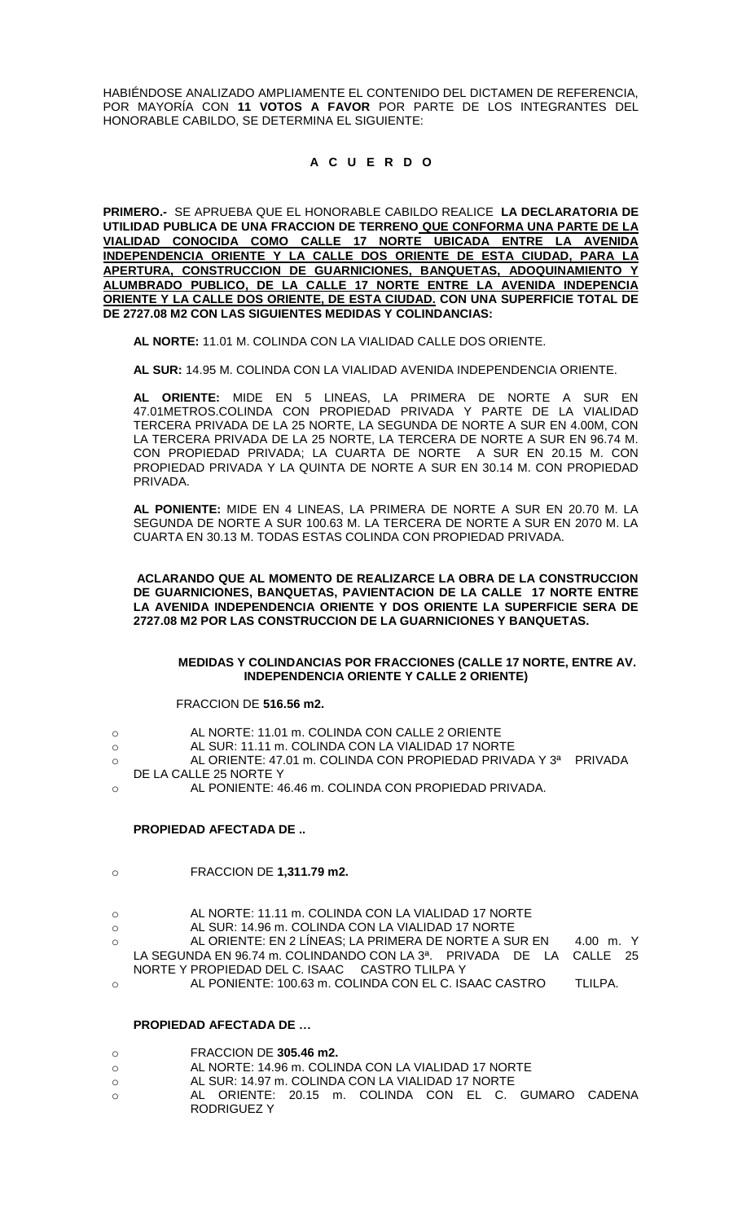HABIÉNDOSE ANALIZADO AMPLIAMENTE EL CONTENIDO DEL DICTAMEN DE REFERENCIA, POR MAYORÍA CON **11 VOTOS A FAVOR** POR PARTE DE LOS INTEGRANTES DEL HONORABLE CABILDO, SE DETERMINA EL SIGUIENTE:

**A C U E R D O**

**PRIMERO.-** SE APRUEBA QUE EL HONORABLE CABILDO REALICE **LA DECLARATORIA DE UTILIDAD PUBLICA DE UNA FRACCION DE TERRENO QUE CONFORMA UNA PARTE DE LA VIALIDAD CONOCIDA COMO CALLE 17 NORTE UBICADA ENTRE LA AVENIDA INDEPENDENCIA ORIENTE Y LA CALLE DOS ORIENTE DE ESTA CIUDAD, PARA LA APERTURA, CONSTRUCCION DE GUARNICIONES, BANQUETAS, ADOQUINAMIENTO Y ALUMBRADO PUBLICO, DE LA CALLE 17 NORTE ENTRE LA AVENIDA INDEPENCIA ORIENTE Y LA CALLE DOS ORIENTE, DE ESTA CIUDAD. CON UNA SUPERFICIE TOTAL DE DE 2727.08 M2 CON LAS SIGUIENTES MEDIDAS Y COLINDANCIAS:**

**AL NORTE:** 11.01 M. COLINDA CON LA VIALIDAD CALLE DOS ORIENTE.

**AL SUR:** 14.95 M. COLINDA CON LA VIALIDAD AVENIDA INDEPENDENCIA ORIENTE.

**AL ORIENTE:** MIDE EN 5 LINEAS, LA PRIMERA DE NORTE A SUR EN 47.01METROS.COLINDA CON PROPIEDAD PRIVADA Y PARTE DE LA VIALIDAD TERCERA PRIVADA DE LA 25 NORTE, LA SEGUNDA DE NORTE A SUR EN 4.00M, CON LA TERCERA PRIVADA DE LA 25 NORTE, LA TERCERA DE NORTE A SUR EN 96.74 M. CON PROPIEDAD PRIVADA; LA CUARTA DE NORTE A SUR EN 20.15 M. CON PROPIEDAD PRIVADA Y LA QUINTA DE NORTE A SUR EN 30.14 M. CON PROPIEDAD PRIVADA.

**AL PONIENTE:** MIDE EN 4 LINEAS, LA PRIMERA DE NORTE A SUR EN 20.70 M. LA SEGUNDA DE NORTE A SUR 100.63 M. LA TERCERA DE NORTE A SUR EN 2070 M. LA CUARTA EN 30.13 M. TODAS ESTAS COLINDA CON PROPIEDAD PRIVADA.

**ACLARANDO QUE AL MOMENTO DE REALIZARCE LA OBRA DE LA CONSTRUCCION DE GUARNICIONES, BANQUETAS, PAVIENTACION DE LA CALLE 17 NORTE ENTRE LA AVENIDA INDEPENDENCIA ORIENTE Y DOS ORIENTE LA SUPERFICIE SERA DE 2727.08 M2 POR LAS CONSTRUCCION DE LA GUARNICIONES Y BANQUETAS.**

**MEDIDAS Y COLINDANCIAS POR FRACCIONES (CALLE 17 NORTE, ENTRE AV. INDEPENDENCIA ORIENTE Y CALLE 2 ORIENTE)**

FRACCION DE **516.56 m2.**

- AL NORTE: 11.01 m. COLINDA CON CALLE 2 ORIENTE
- AL SUR: 11.11 m. COLINDA CON LA VIALIDAD 17 NORTE
- AL ORIENTE: 47.01 m. COLINDA CON PROPIEDAD PRIVADA Y 3ª PRIVADA DE LA CALLE 25 NORTE Y
- AL PONIENTE: 46.46 m. COLINDA CON PROPIEDAD PRIVADA.

**PROPIEDAD AFECTADA DE ..**

- FRACCION DE **1,311.79 m2.**

- AL NORTE: 11.11 m. COLINDA CON LA VIALIDAD 17 NORTE
- AL SUR: 14.96 m. COLINDA CON LA VIALIDAD 17 NORTE
- AL ORIENTE: EN 2 LÍNEAS; LA PRIMERA DE NORTE A SUR EN 4.00 m. Y LA SEGUNDA EN 96.74 m. COLINDANDO CON LA 3ª. PRIVADA DE LA CALLE 25 NORTE Y PROPIEDAD DEL C. ISAAC CASTRO TLILPA Y
- AL PONIENTE: 100.63 m. COLINDA CON EL C. ISAAC CASTRO TLILPA.

**PROPIEDAD AFECTADA DE …**

- FRACCION DE **305.46 m2.**
- AL NORTE: 14.96 m. COLINDA CON LA VIALIDAD 17 NORTE
- AL SUR: 14.97 m. COLINDA CON LA VIALIDAD 17 NORTE
- AL ORIENTE: 20.15 m. COLINDA CON EL C. GUMARO CADENA RODRIGUEZ Y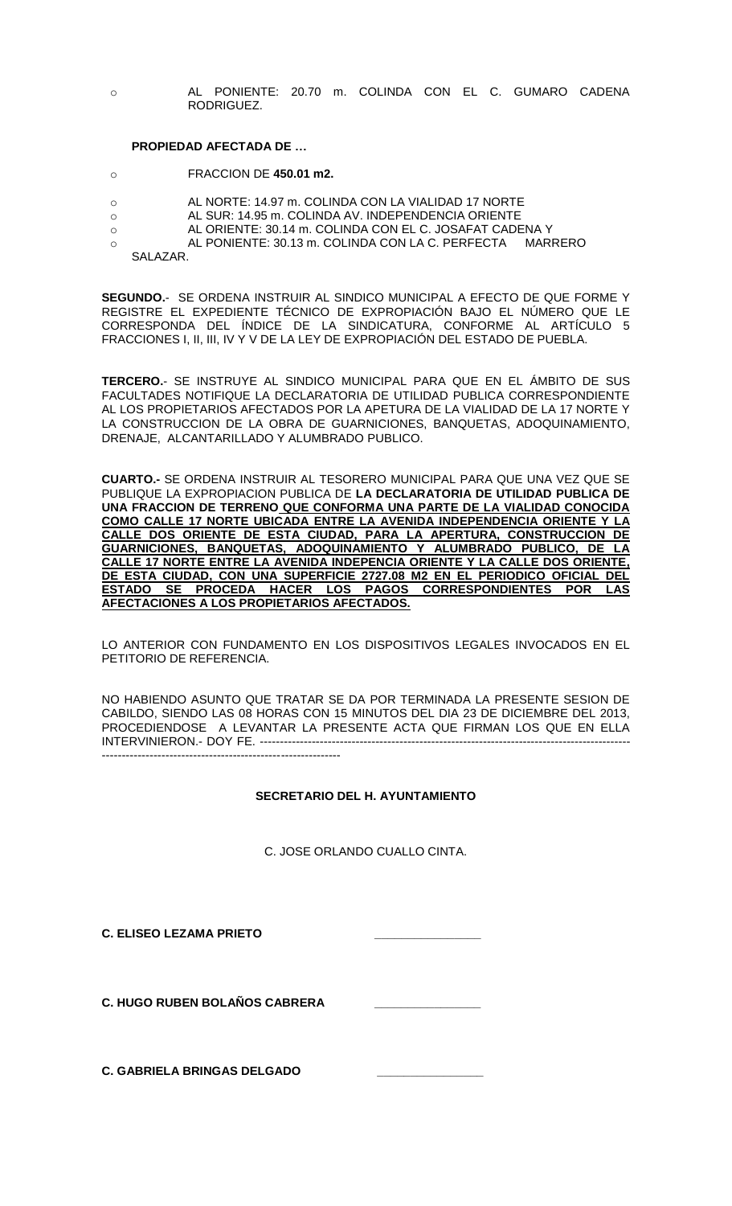- AL PONIENTE: 20.70 m. COLINDA CON EL C. GUMARO CADENA RODRIGUEZ.

**PROPIEDAD AFECTADA DE …**

- FRACCION DE **450.01 m2.**

- AL NORTE: 14.97 m. COLINDA CON LA VIALIDAD 17 NORTE
- AL SUR: 14.95 m. COLINDA AV. INDEPENDENCIA ORIENTE
- AL ORIENTE: 30.14 m. COLINDA CON EL C. JOSAFAT CADENA Y
- AL PONIENTE: 30.13 m. COLINDA CON LA C. PERFECTA MARRERO SALAZAR.

**SEGUNDO.**- SE ORDENA INSTRUIR AL SINDICO MUNICIPAL A EFECTO DE QUE FORME Y REGISTRE EL EXPEDIENTE TÉCNICO DE EXPROPIACIÓN BAJO EL NÚMERO QUE LE CORRESPONDA DEL ÍNDICE DE LA SINDICATURA, CONFORME AL ARTÍCULO 5 FRACCIONES I, II, III, IV Y V DE LA LEY DE EXPROPIACIÓN DEL ESTADO DE PUEBLA.

**TERCERO.**- SE INSTRUYE AL SINDICO MUNICIPAL PARA QUE EN EL ÁMBITO DE SUS FACULTADES NOTIFIQUE LA DECLARATORIA DE UTILIDAD PUBLICA CORRESPONDIENTE AL LOS PROPIETARIOS AFECTADOS POR LA APETURA DE LA VIALIDAD DE LA 17 NORTE Y LA CONSTRUCCION DE LA OBRA DE GUARNICIONES, BANQUETAS, ADOQUINAMIENTO, DRENAJE, ALCANTARILLADO Y ALUMBRADO PUBLICO.

**CUARTO.-** SE ORDENA INSTRUIR AL TESORERO MUNICIPAL PARA QUE UNA VEZ QUE SE PUBLIQUE LA EXPROPIACION PUBLICA DE **LA DECLARATORIA DE UTILIDAD PUBLICA DE UNA FRACCION DE TERRENO QUE CONFORMA UNA PARTE DE LA VIALIDAD CONOCIDA COMO CALLE 17 NORTE UBICADA ENTRE LA AVENIDA INDEPENDENCIA ORIENTE Y LA CALLE DOS ORIENTE DE ESTA CIUDAD, PARA LA APERTURA, CONSTRUCCION DE GUARNICIONES, BANQUETAS, ADOQUINAMIENTO Y ALUMBRADO PUBLICO, DE LA CALLE 17 NORTE ENTRE LA AVENIDA INDEPENCIA ORIENTE Y LA CALLE DOS ORIENTE, DE ESTA CIUDAD, CON UNA SUPERFICIE 2727.08 M2 EN EL PERIODICO OFICIAL DEL ESTADO SE PROCEDA HACER LOS PAGOS CORRESPONDIENTES POR LAS AFECTACIONES A LOS PROPIETARIOS AFECTADOS.**

LO ANTERIOR CON FUNDAMENTO EN LOS DISPOSITIVOS LEGALES INVOCADOS EN EL PETITORIO DE REFERENCIA.

NO HABIENDO ASUNTO QUE TRATAR SE DA POR TERMINADA LA PRESENTE SESION DE CABILDO, SIENDO LAS 08 HORAS CON 15 MINUTOS DEL DIA 23 DE DICIEMBRE DEL 2013, PROCEDIENDOSE A LEVANTAR LA PRESENTE ACTA QUE FIRMAN LOS QUE EN ELLA INTERVINIERON.- DOY FE. ----------------------------------------------------------------------------------------------------------------------------------------------------

**SECRETARIO DEL H. AYUNTAMIENTO**

C. JOSE ORLANDO CUALLO CINTA.

**C. ELISEO LEZAMA PRIETO** \_\_\_\_\_\_\_\_\_\_\_\_\_\_\_\_

**C. HUGO RUBEN BOLAÑOS CABRERA** \_\_\_\_\_\_\_\_\_\_\_\_\_\_\_\_

**C. GABRIELA BRINGAS DELGADO** \_\_\_\_\_\_\_\_\_\_\_\_\_\_\_\_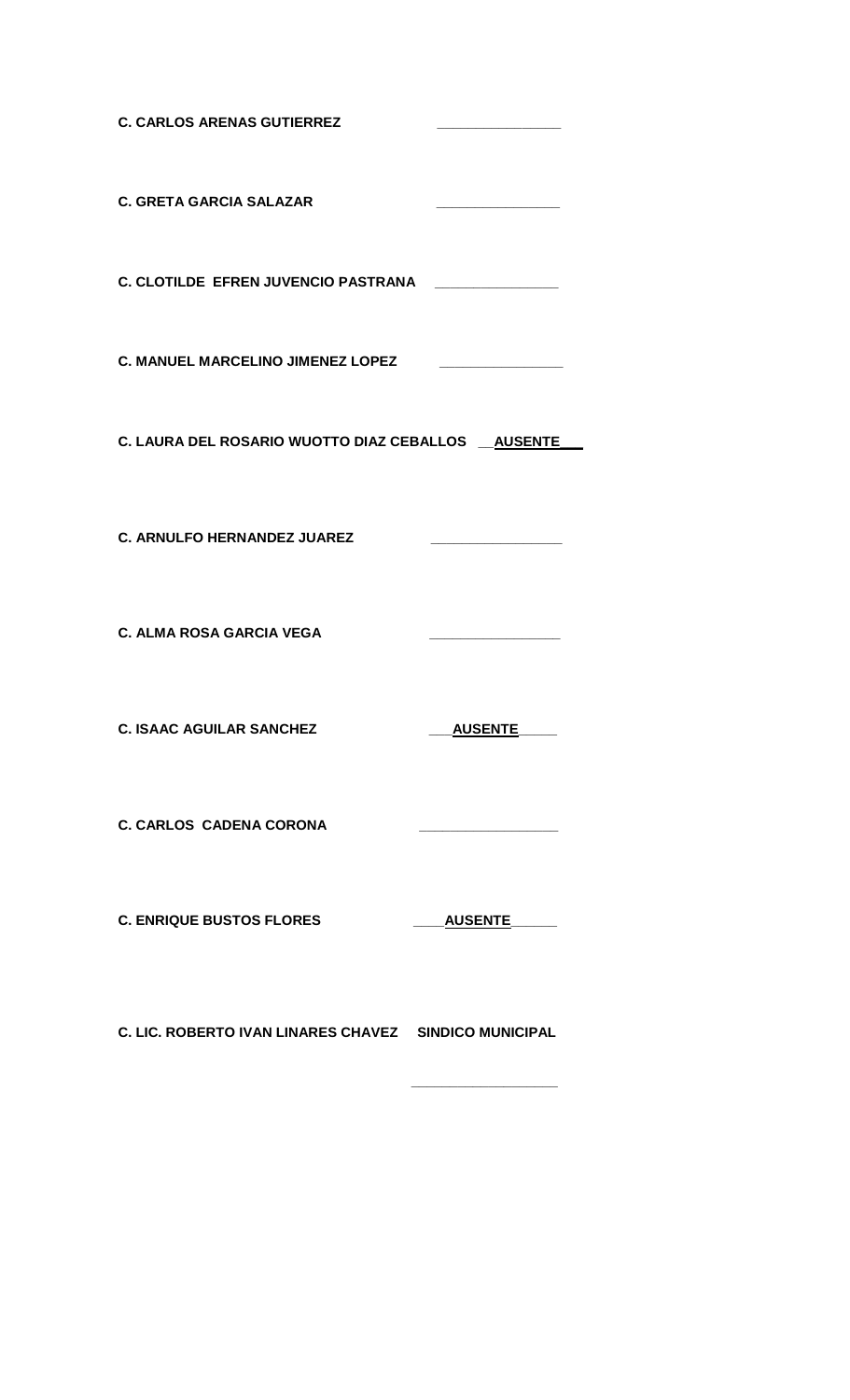**C. CARLOS ARENAS GUTIERREZ** \_\_\_\_\_\_\_\_\_\_\_\_\_\_\_

**C. GRETA GARCIA SALAZAR** \_\_\_\_\_\_\_\_\_\_\_\_\_\_\_

**C. CLOTILDE EFREN JUVENCIO PASTRANA** \_\_\_\_\_\_\_\_\_\_\_\_\_\_\_

**C. MANUEL MARCELINO JIMENEZ LOPEZ** \_\_\_\_\_\_\_\_\_\_\_\_\_\_\_

**C. LAURA DEL ROSARIO WUOTTO DIAZ CEBALLOS** \_\_**AUSENTE**\_\_\_

**C. ARNULFO HERNANDEZ JUAREZ** \_\_\_\_\_\_\_\_\_\_\_\_\_\_\_

**C. ALMA ROSA GARCIA VEGA** \_\_\_\_\_\_\_\_\_\_\_\_\_\_\_

**C. ISAAC AGUILAR SANCHEZ** \_\_\_**AUSENTE**\_\_\_\_\_

**C. CARLOS CADENA CORONA** \_\_\_\_\_\_\_\_\_\_\_\_\_\_\_

**C. ENRIQUE BUSTOS FLORES** \_\_\_\_**AUSENTE**\_\_\_\_\_\_

**C. LIC. ROBERTO IVAN LINARES CHAVEZ SINDICO MUNICIPAL**

\_\_\_\_\_\_\_\_\_\_\_\_\_\_\_\_\_\_